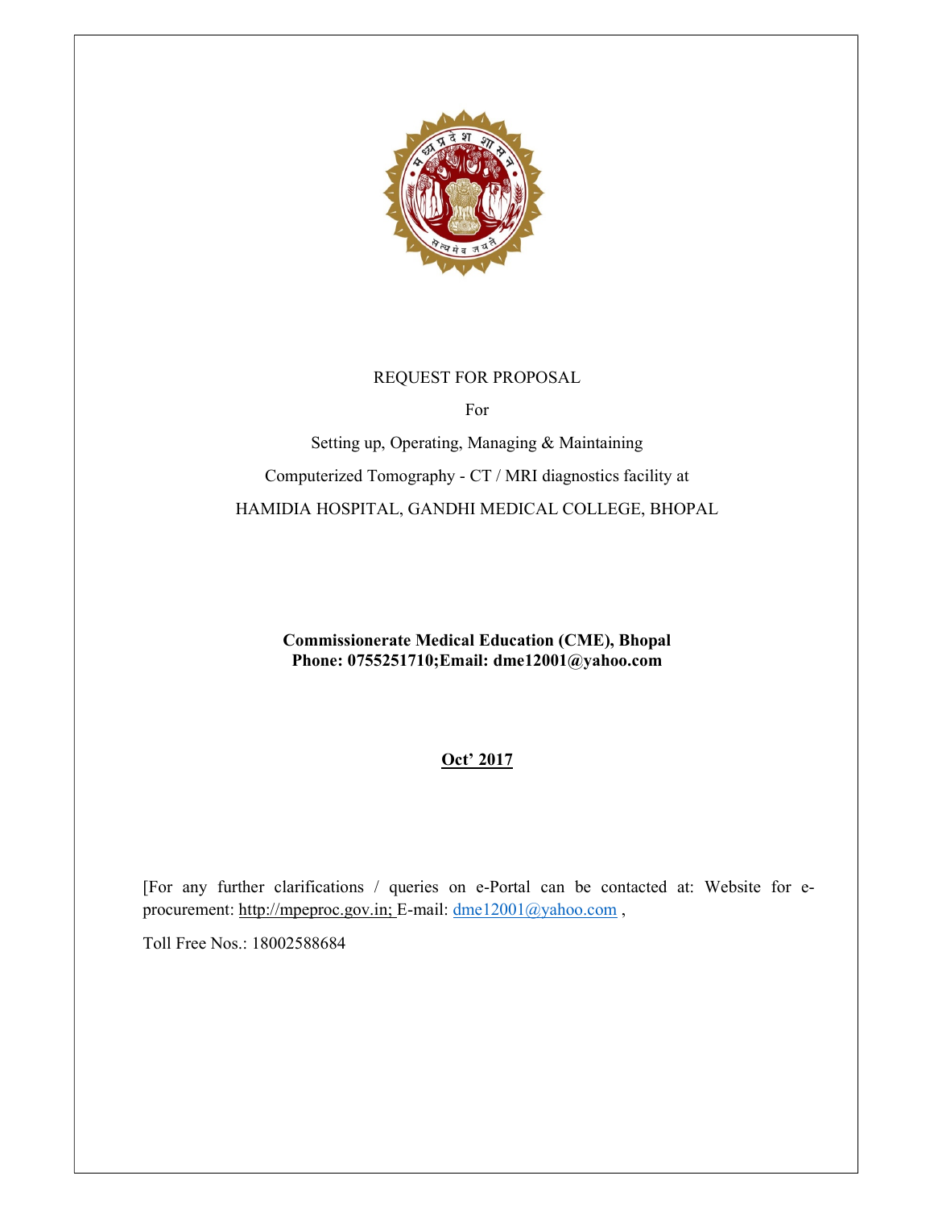REQUEST FOR PROPOSAL

For

Setting up, Operating, Managing & Maintaining

Computerized Tomography - CT / MRI diagnostics facility at

HAMIDIA HOSPITAL, GANDHI MEDICAL COLLEGE, BHOPAL

**Commissionerate Medical Education (CME), Bhopal**
**Phone: 0755251710;Email: dme12001@yahoo.com**

**Oct' 2017**

[For any further clarifications / queries on e-Portal can be contacted at: Website for e-procurement: http://mpeproc.gov.in; E-mail: dme12001@yahoo.com ,

Toll Free Nos.: 18002588684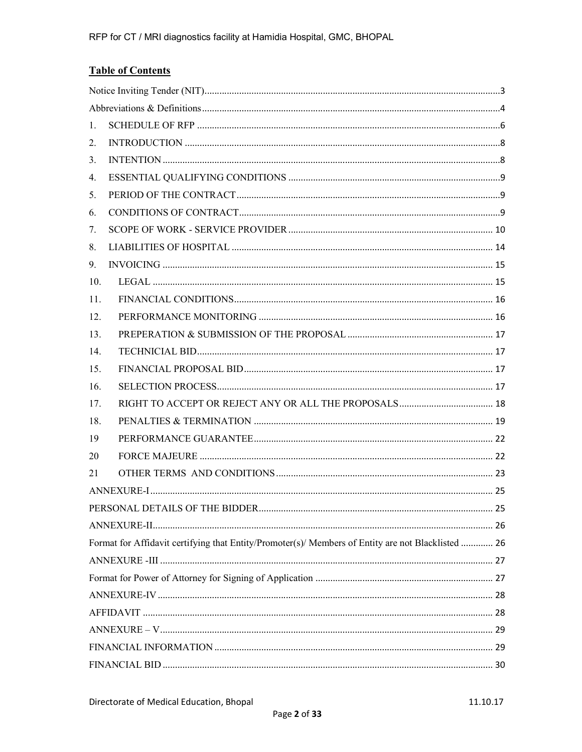## Table of Contents

| | | |
|---|---|---|
| Notice Inviting Tender (NIT) | | 3 |
| Abbreviations & Definitions | | 4 |
| 1. | SCHEDULE OF RFP | 6 |
| 2. | INTRODUCTION | 8 |
| 3. | INTENTION | 8 |
| 4. | ESSENTIAL QUALIFYING CONDITIONS | 9 |
| 5. | PERIOD OF THE CONTRACT | 9 |
| 6. | CONDITIONS OF CONTRACT | 9 |
| 7. | SCOPE OF WORK - SERVICE PROVIDER | 10 |
| 8. | LIABILITIES OF HOSPITAL | 14 |
| 9. | INVOICING | 15 |
| 10. | LEGAL | 15 |
| 11. | FINANCIAL CONDITIONS | 16 |
| 12. | PERFORMANCE MONITORING | 16 |
| 13. | PREPERATION & SUBMISSION OF THE PROPOSAL | 17 |
| 14. | TECHNICIAL BID | 17 |
| 15. | FINANCIAL PROPOSAL BID | 17 |
| 16. | SELECTION PROCESS | 17 |
| 17. | RIGHT TO ACCEPT OR REJECT ANY OR ALL THE PROPOSALS | 18 |
| 18. | PENALTIES & TERMINATION | 19 |
| 19 | PERFORMANCE GUARANTEE | 22 |
| 20 | FORCE MAJEURE | 22 |
| 21 | OTHER TERMS AND CONDITIONS | 23 |
| ANNEXURE-I | | 25 |
| PERSONAL DETAILS OF THE BIDDER | | 25 |
| ANNEXURE-II | | 26 |
| Format for Affidavit certifying that Entity/Promoter(s)/ Members of Entity are not Blacklisted | | 26 |
| ANNEXURE -III | | 27 |
| Format for Power of Attorney for Signing of Application | | 27 |
| ANNEXURE-IV | | 28 |
| AFFIDAVIT | | 28 |
| ANNEXURE – V | | 29 |
| FINANCIAL INFORMATION | | 29 |
| FINANCIAL BID | | 30 |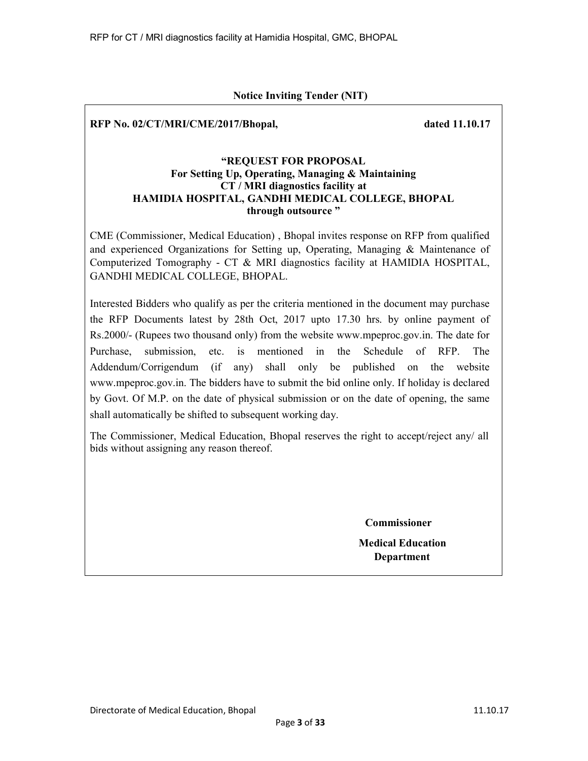## Notice Inviting Tender (NIT)

**RFP No. 02/CT/MRI/CME/2017/Bhopal,** **dated 11.10.17**

**"REQUEST FOR PROPOSAL**
**For Setting Up, Operating, Managing & Maintaining**
**CT / MRI diagnostics facility at**
**HAMIDIA HOSPITAL, GANDHI MEDICAL COLLEGE, BHOPAL**
**through outsource "**

CME (Commissioner, Medical Education) , Bhopal invites response on RFP from qualified and experienced Organizations for Setting up, Operating, Managing & Maintenance of Computerized Tomography - CT & MRI diagnostics facility at HAMIDIA HOSPITAL, GANDHI MEDICAL COLLEGE, BHOPAL.

Interested Bidders who qualify as per the criteria mentioned in the document may purchase the RFP Documents latest by 28th Oct, 2017 upto 17.30 hrs. by online payment of Rs.2000/- (Rupees two thousand only) from the website www.mpeproc.gov.in. The date for Purchase, submission, etc. is mentioned in the Schedule of RFP. The Addendum/Corrigendum (if any) shall only be published on the website www.mpeproc.gov.in. The bidders have to submit the bid online only. If holiday is declared by Govt. Of M.P. on the date of physical submission or on the date of opening, the same shall automatically be shifted to subsequent working day.

The Commissioner, Medical Education, Bhopal reserves the right to accept/reject any/ all bids without assigning any reason thereof.

**Commissioner**

**Medical Education Department**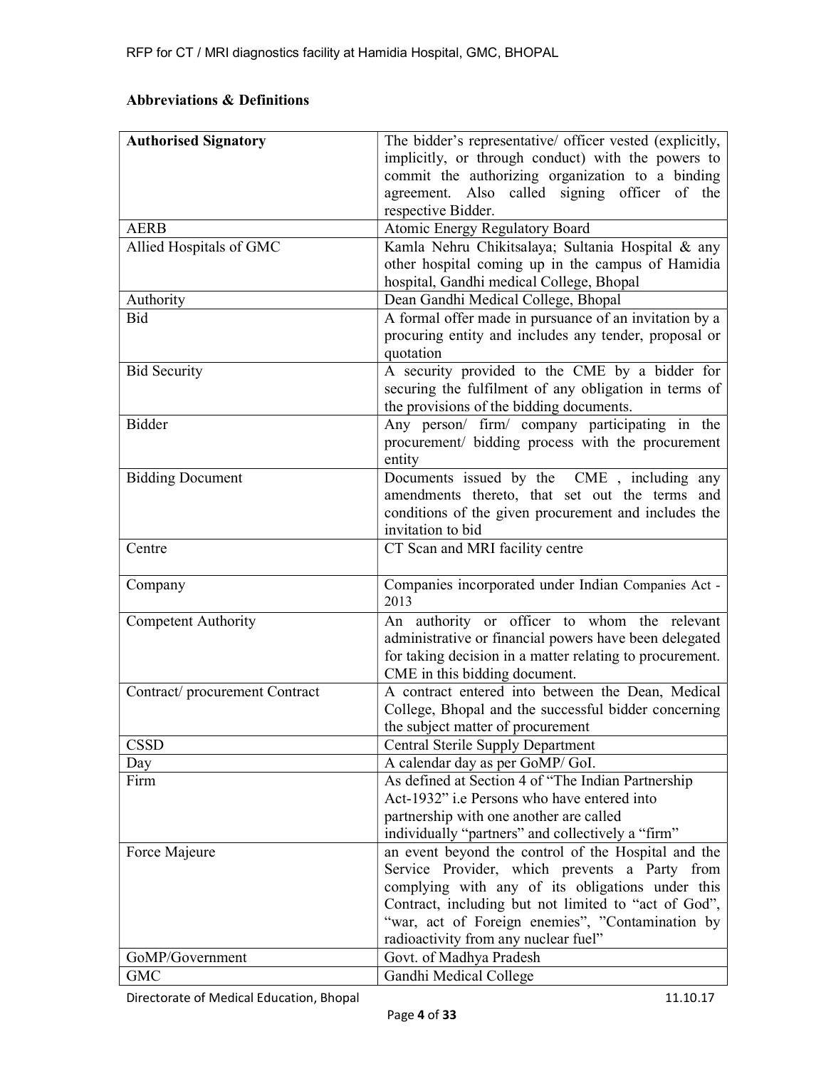**Abbreviations & Definitions**

| | |
|---|---|
| **Authorised Signatory** | The bidder's representative/ officer vested (explicitly, implicitly, or through conduct) with the powers to commit the authorizing organization to a binding agreement. Also called signing officer of the respective Bidder. |
| AERB | Atomic Energy Regulatory Board |
| Allied Hospitals of GMC | Kamla Nehru Chikitsalaya; Sultania Hospital & any other hospital coming up in the campus of Hamidia hospital, Gandhi medical College, Bhopal |
| Authority | Dean Gandhi Medical College, Bhopal |
| Bid | A formal offer made in pursuance of an invitation by a procuring entity and includes any tender, proposal or quotation |
| Bid Security | A security provided to the CME by a bidder for securing the fulfilment of any obligation in terms of the provisions of the bidding documents. |
| Bidder | Any person/ firm/ company participating in the procurement/ bidding process with the procurement entity |
| Bidding Document | Documents issued by the CME , including any amendments thereto, that set out the terms and conditions of the given procurement and includes the invitation to bid |
| Centre | CT Scan and MRI facility centre |
| Company | Companies incorporated under Indian Companies Act - 2013 |
| Competent Authority | An authority or officer to whom the relevant administrative or financial powers have been delegated for taking decision in a matter relating to procurement. CME in this bidding document. |
| Contract/ procurement Contract | A contract entered into between the Dean, Medical College, Bhopal and the successful bidder concerning the subject matter of procurement |
| CSSD | Central Sterile Supply Department |
| Day | A calendar day as per GoMP/ GoI. |
| Firm | As defined at Section 4 of "The Indian Partnership Act-1932" i.e Persons who have entered into partnership with one another are called individually "partners" and collectively a "firm" |
| Force Majeure | an event beyond the control of the Hospital and the Service Provider, which prevents a Party from complying with any of its obligations under this Contract, including but not limited to "act of God", "war, act of Foreign enemies", "Contamination by radioactivity from any nuclear fuel" |
| GoMP/Government | Govt. of Madhya Pradesh |
| GMC | Gandhi Medical College |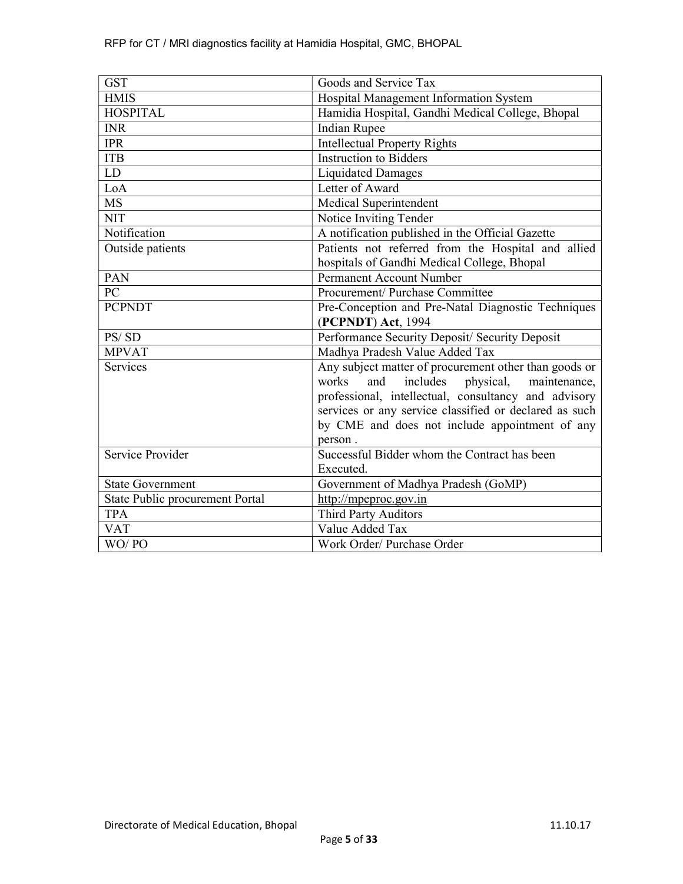| | |
|---|---|
| GST | Goods and Service Tax |
| HMIS | Hospital Management Information System |
| HOSPITAL | Hamidia Hospital, Gandhi Medical College, Bhopal |
| INR | Indian Rupee |
| IPR | Intellectual Property Rights |
| ITB | Instruction to Bidders |
| LD | Liquidated Damages |
| LoA | Letter of Award |
| MS | Medical Superintendent |
| NIT | Notice Inviting Tender |
| Notification | A notification published in the Official Gazette |
| Outside patients | Patients not referred from the Hospital and allied hospitals of Gandhi Medical College, Bhopal |
| PAN | Permanent Account Number |
| PC | Procurement/ Purchase Committee |
| PCPNDT | Pre-Conception and Pre-Natal Diagnostic Techniques (**PCPNDT**) **Act**, 1994 |
| PS/ SD | Performance Security Deposit/ Security Deposit |
| MPVAT | Madhya Pradesh Value Added Tax |
| Services | Any subject matter of procurement other than goods or works and includes physical, maintenance, professional, intellectual, consultancy and advisory services or any service classified or declared as such by CME and does not include appointment of any person . |
| Service Provider | Successful Bidder whom the Contract has been Executed. |
| State Government | Government of Madhya Pradesh (GoMP) |
| State Public procurement Portal | http://mpeproc.gov.in |
| TPA | Third Party Auditors |
| VAT | Value Added Tax |
| WO/ PO | Work Order/ Purchase Order |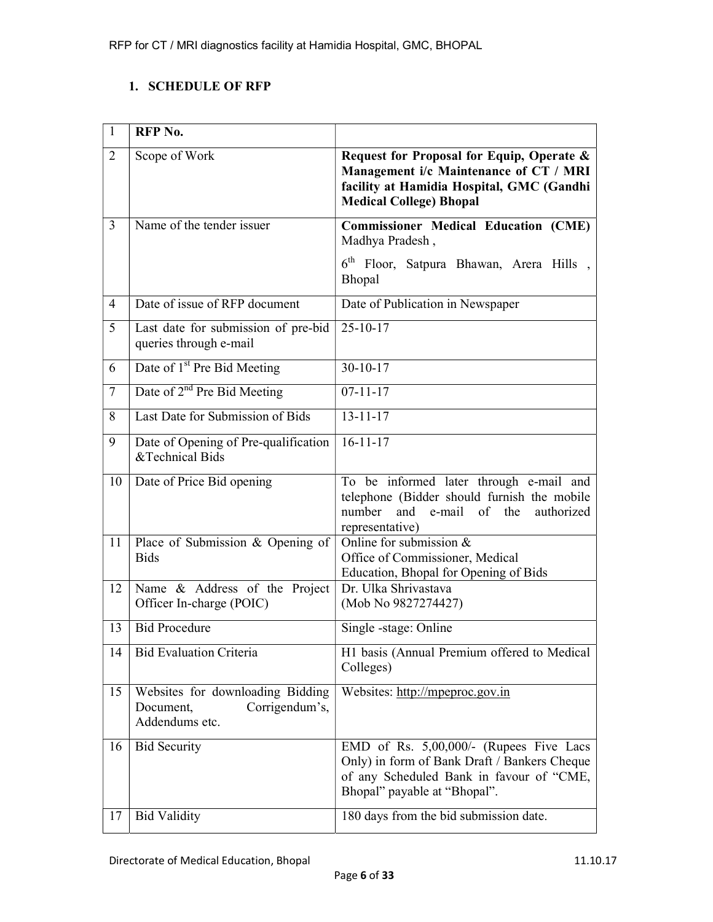## 1. SCHEDULE OF RFP

| | | |
|---|---|---|
| 1 | **RFP No.** | |
| 2 | Scope of Work | **Request for Proposal for Equip, Operate & Management i/c Maintenance of CT / MRI facility at Hamidia Hospital, GMC (Gandhi Medical College) Bhopal** |
| 3 | Name of the tender issuer | **Commissioner Medical Education (CME)** Madhya Pradesh ,<br>6th Floor, Satpura Bhawan, Arera Hills , Bhopal |
| 4 | Date of issue of RFP document | Date of Publication in Newspaper |
| 5 | Last date for submission of pre-bid queries through e-mail | 25-10-17 |
| 6 | Date of 1st Pre Bid Meeting | 30-10-17 |
| 7 | Date of 2nd Pre Bid Meeting | 07-11-17 |
| 8 | Last Date for Submission of Bids | 13-11-17 |
| 9 | Date of Opening of Pre-qualification &Technical Bids | 16-11-17 |
| 10 | Date of Price Bid opening | To be informed later through e-mail and telephone (Bidder should furnish the mobile number and e-mail of the authorized representative) |
| 11 | Place of Submission & Opening of Bids | Online for submission &<br>Office of Commissioner, Medical Education, Bhopal for Opening of Bids |
| 12 | Name & Address of the Project Officer In-charge (POIC) | Dr. Ulka Shrivastava<br>(Mob No 9827274427) |
| 13 | Bid Procedure | Single -stage: Online |
| 14 | Bid Evaluation Criteria | H1 basis (Annual Premium offered to Medical Colleges) |
| 15 | Websites for downloading Bidding Document, Corrigendum's, Addendums etc. | Websites: http://mpeproc.gov.in |
| 16 | Bid Security | EMD of Rs. 5,00,000/- (Rupees Five Lacs Only) in form of Bank Draft / Bankers Cheque of any Scheduled Bank in favour of "CME, Bhopal" payable at "Bhopal". |
| 17 | Bid Validity | 180 days from the bid submission date. |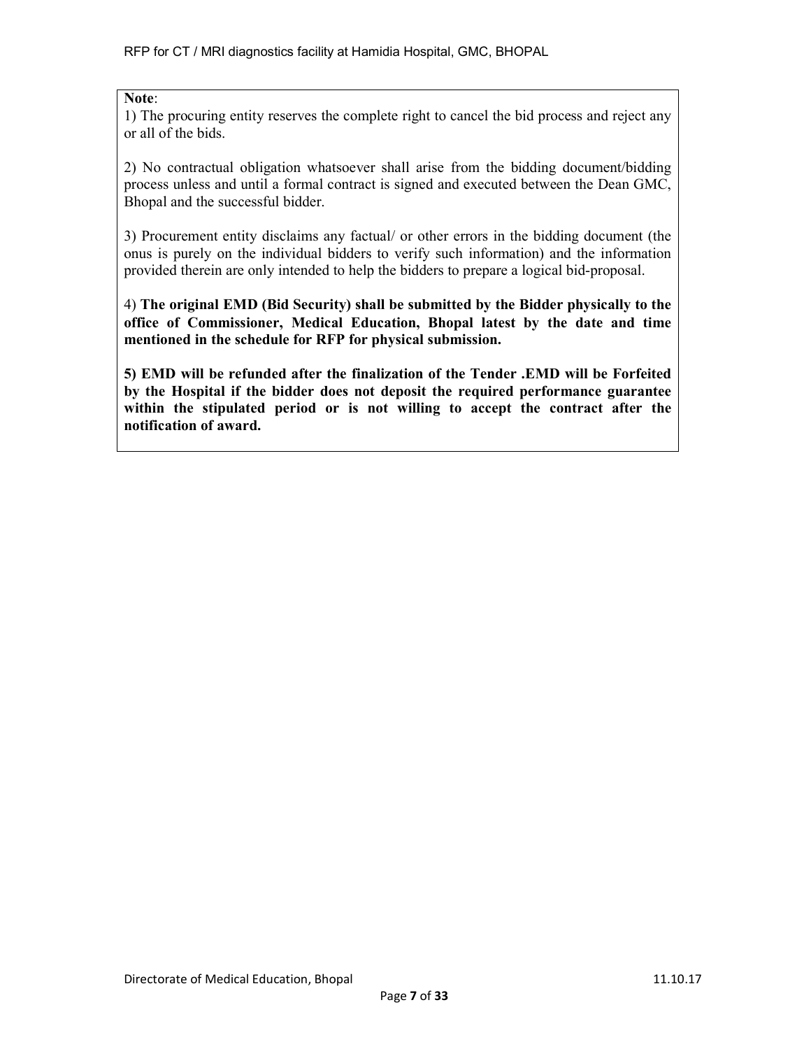**Note**:

1) The procuring entity reserves the complete right to cancel the bid process and reject any or all of the bids.

2) No contractual obligation whatsoever shall arise from the bidding document/bidding process unless and until a formal contract is signed and executed between the Dean GMC, Bhopal and the successful bidder.

3) Procurement entity disclaims any factual/ or other errors in the bidding document (the onus is purely on the individual bidders to verify such information) and the information provided therein are only intended to help the bidders to prepare a logical bid-proposal.

4) **The original EMD (Bid Security) shall be submitted by the Bidder physically to the office of Commissioner, Medical Education, Bhopal latest by the date and time mentioned in the schedule for RFP for physical submission.**

**5) EMD will be refunded after the finalization of the Tender .EMD will be Forfeited by the Hospital if the bidder does not deposit the required performance guarantee within the stipulated period or is not willing to accept the contract after the notification of award.**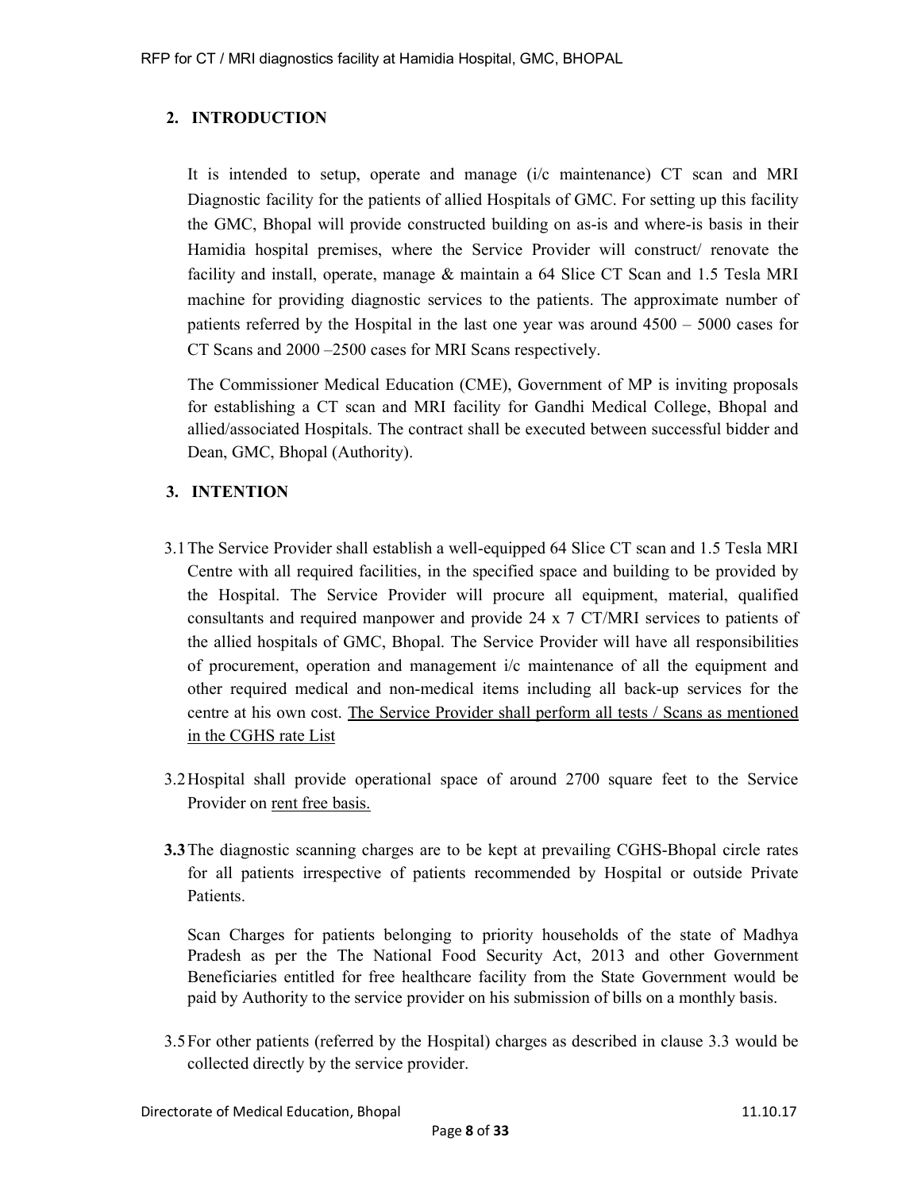## 2. INTRODUCTION

It is intended to setup, operate and manage (i/c maintenance) CT scan and MRI Diagnostic facility for the patients of allied Hospitals of GMC. For setting up this facility the GMC, Bhopal will provide constructed building on as-is and where-is basis in their Hamidia hospital premises, where the Service Provider will construct/ renovate the facility and install, operate, manage & maintain a 64 Slice CT Scan and 1.5 Tesla MRI machine for providing diagnostic services to the patients. The approximate number of patients referred by the Hospital in the last one year was around 4500 – 5000 cases for CT Scans and 2000 –2500 cases for MRI Scans respectively.

The Commissioner Medical Education (CME), Government of MP is inviting proposals for establishing a CT scan and MRI facility for Gandhi Medical College, Bhopal and allied/associated Hospitals. The contract shall be executed between successful bidder and Dean, GMC, Bhopal (Authority).

## 3. INTENTION

3.1 The Service Provider shall establish a well-equipped 64 Slice CT scan and 1.5 Tesla MRI Centre with all required facilities, in the specified space and building to be provided by the Hospital. The Service Provider will procure all equipment, material, qualified consultants and required manpower and provide 24 x 7 CT/MRI services to patients of the allied hospitals of GMC, Bhopal. The Service Provider will have all responsibilities of procurement, operation and management i/c maintenance of all the equipment and other required medical and non-medical items including all back-up services for the centre at his own cost. <u>The Service Provider shall perform all tests / Scans as mentioned in the CGHS rate List</u>

3.2 Hospital shall provide operational space of around 2700 square feet to the Service Provider on <u>rent free basis.</u>

**3.3** The diagnostic scanning charges are to be kept at prevailing CGHS-Bhopal circle rates for all patients irrespective of patients recommended by Hospital or outside Private Patients.

Scan Charges for patients belonging to priority households of the state of Madhya Pradesh as per the The National Food Security Act, 2013 and other Government Beneficiaries entitled for free healthcare facility from the State Government would be paid by Authority to the service provider on his submission of bills on a monthly basis.

3.5 For other patients (referred by the Hospital) charges as described in clause 3.3 would be collected directly by the service provider.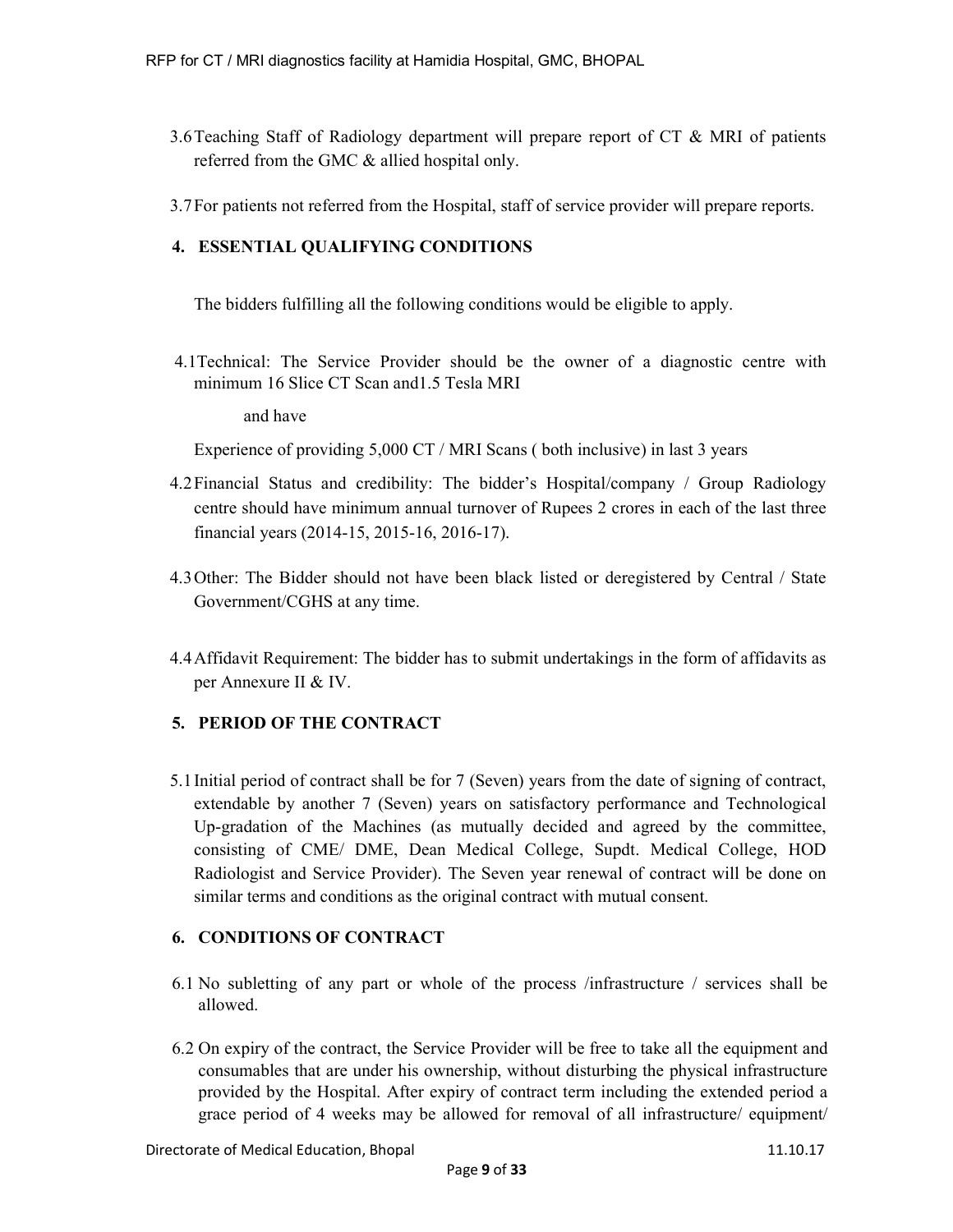3.6 Teaching Staff of Radiology department will prepare report of CT & MRI of patients referred from the GMC & allied hospital only.

3.7 For patients not referred from the Hospital, staff of service provider will prepare reports.

## 4. ESSENTIAL QUALIFYING CONDITIONS

The bidders fulfilling all the following conditions would be eligible to apply.

4.1 Technical: The Service Provider should be the owner of a diagnostic centre with minimum 16 Slice CT Scan and1.5 Tesla MRI

and have

Experience of providing 5,000 CT / MRI Scans ( both inclusive) in last 3 years

4.2 Financial Status and credibility: The bidder's Hospital/company / Group Radiology centre should have minimum annual turnover of Rupees 2 crores in each of the last three financial years (2014-15, 2015-16, 2016-17).

4.3 Other: The Bidder should not have been black listed or deregistered by Central / State Government/CGHS at any time.

4.4 Affidavit Requirement: The bidder has to submit undertakings in the form of affidavits as per Annexure II & IV.

## 5. PERIOD OF THE CONTRACT

5.1 Initial period of contract shall be for 7 (Seven) years from the date of signing of contract, extendable by another 7 (Seven) years on satisfactory performance and Technological Up-gradation of the Machines (as mutually decided and agreed by the committee, consisting of CME/ DME, Dean Medical College, Supdt. Medical College, HOD Radiologist and Service Provider). The Seven year renewal of contract will be done on similar terms and conditions as the original contract with mutual consent.

## 6. CONDITIONS OF CONTRACT

6.1 No subletting of any part or whole of the process /infrastructure / services shall be allowed.

6.2 On expiry of the contract, the Service Provider will be free to take all the equipment and consumables that are under his ownership, without disturbing the physical infrastructure provided by the Hospital. After expiry of contract term including the extended period a grace period of 4 weeks may be allowed for removal of all infrastructure/ equipment/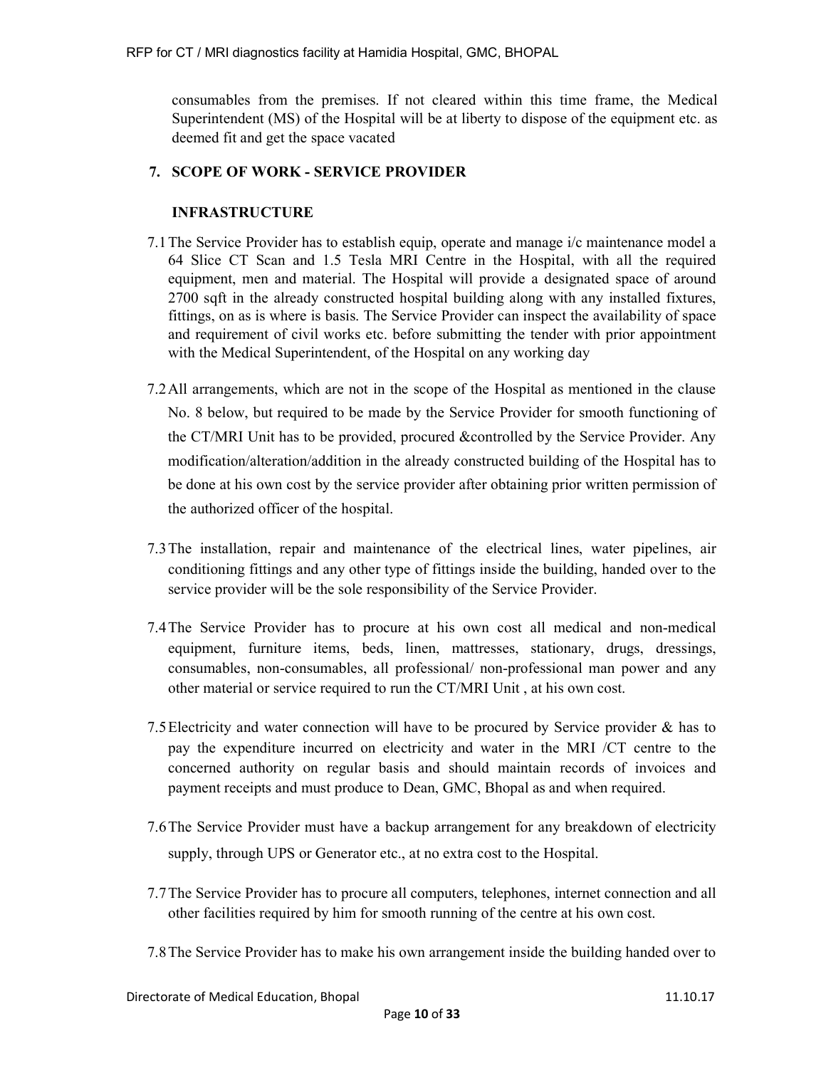consumables from the premises. If not cleared within this time frame, the Medical Superintendent (MS) of the Hospital will be at liberty to dispose of the equipment etc. as deemed fit and get the space vacated

## 7. SCOPE OF WORK - SERVICE PROVIDER

### INFRASTRUCTURE

7.1 The Service Provider has to establish equip, operate and manage i/c maintenance model a 64 Slice CT Scan and 1.5 Tesla MRI Centre in the Hospital, with all the required equipment, men and material. The Hospital will provide a designated space of around 2700 sqft in the already constructed hospital building along with any installed fixtures, fittings, on as is where is basis. The Service Provider can inspect the availability of space and requirement of civil works etc. before submitting the tender with prior appointment with the Medical Superintendent, of the Hospital on any working day

7.2 All arrangements, which are not in the scope of the Hospital as mentioned in the clause No. 8 below, but required to be made by the Service Provider for smooth functioning of the CT/MRI Unit has to be provided, procured &controlled by the Service Provider. Any modification/alteration/addition in the already constructed building of the Hospital has to be done at his own cost by the service provider after obtaining prior written permission of the authorized officer of the hospital.

7.3 The installation, repair and maintenance of the electrical lines, water pipelines, air conditioning fittings and any other type of fittings inside the building, handed over to the service provider will be the sole responsibility of the Service Provider.

7.4 The Service Provider has to procure at his own cost all medical and non-medical equipment, furniture items, beds, linen, mattresses, stationary, drugs, dressings, consumables, non-consumables, all professional/ non-professional man power and any other material or service required to run the CT/MRI Unit , at his own cost.

7.5 Electricity and water connection will have to be procured by Service provider & has to pay the expenditure incurred on electricity and water in the MRI /CT centre to the concerned authority on regular basis and should maintain records of invoices and payment receipts and must produce to Dean, GMC, Bhopal as and when required.

7.6 The Service Provider must have a backup arrangement for any breakdown of electricity supply, through UPS or Generator etc., at no extra cost to the Hospital.

7.7 The Service Provider has to procure all computers, telephones, internet connection and all other facilities required by him for smooth running of the centre at his own cost.

7.8 The Service Provider has to make his own arrangement inside the building handed over to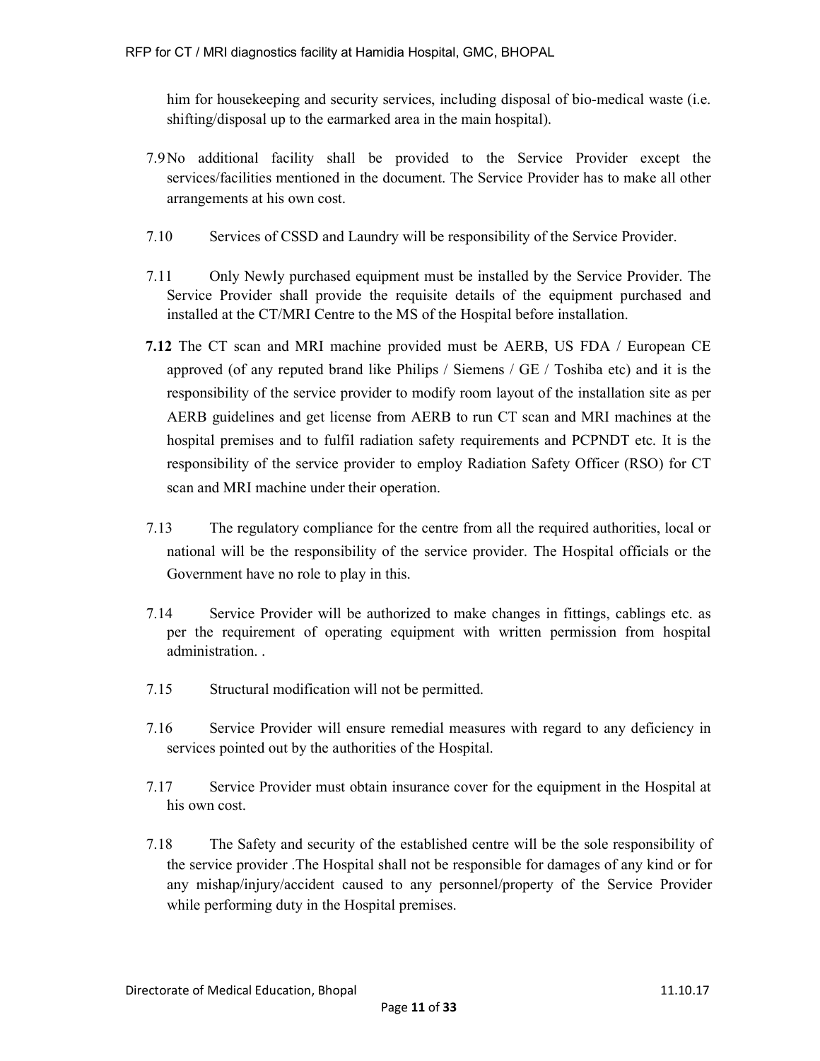him for housekeeping and security services, including disposal of bio-medical waste (i.e. shifting/disposal up to the earmarked area in the main hospital).

7.9 No additional facility shall be provided to the Service Provider except the services/facilities mentioned in the document. The Service Provider has to make all other arrangements at his own cost.

7.10 Services of CSSD and Laundry will be responsibility of the Service Provider.

7.11 Only Newly purchased equipment must be installed by the Service Provider. The Service Provider shall provide the requisite details of the equipment purchased and installed at the CT/MRI Centre to the MS of the Hospital before installation.

**7.12** The CT scan and MRI machine provided must be AERB, US FDA / European CE approved (of any reputed brand like Philips / Siemens / GE / Toshiba etc) and it is the responsibility of the service provider to modify room layout of the installation site as per AERB guidelines and get license from AERB to run CT scan and MRI machines at the hospital premises and to fulfil radiation safety requirements and PCPNDT etc. It is the responsibility of the service provider to employ Radiation Safety Officer (RSO) for CT scan and MRI machine under their operation.

7.13 The regulatory compliance for the centre from all the required authorities, local or national will be the responsibility of the service provider. The Hospital officials or the Government have no role to play in this.

7.14 Service Provider will be authorized to make changes in fittings, cablings etc. as per the requirement of operating equipment with written permission from hospital administration. .

7.15 Structural modification will not be permitted.

7.16 Service Provider will ensure remedial measures with regard to any deficiency in services pointed out by the authorities of the Hospital.

7.17 Service Provider must obtain insurance cover for the equipment in the Hospital at his own cost.

7.18 The Safety and security of the established centre will be the sole responsibility of the service provider .The Hospital shall not be responsible for damages of any kind or for any mishap/injury/accident caused to any personnel/property of the Service Provider while performing duty in the Hospital premises.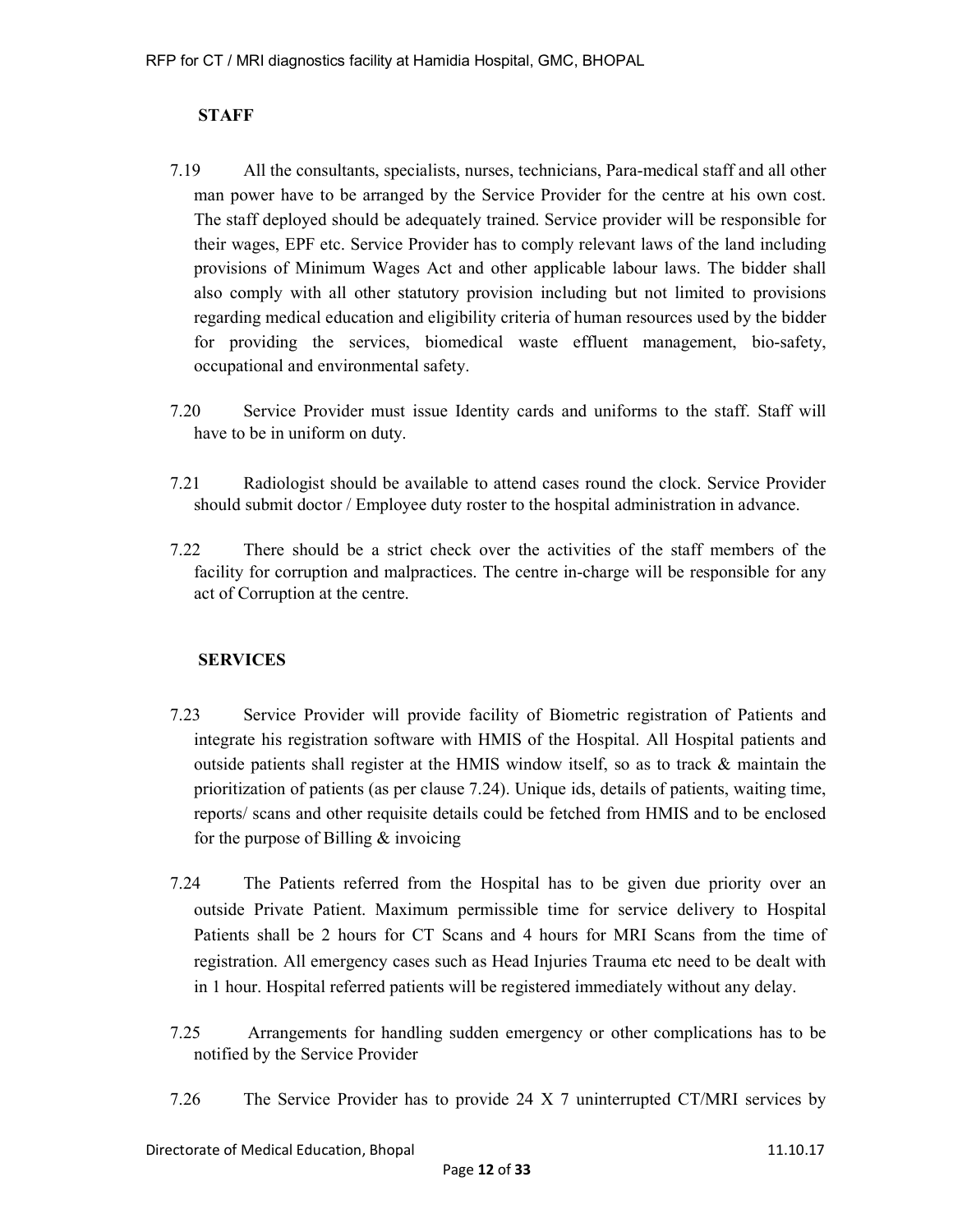## STAFF

7.19 All the consultants, specialists, nurses, technicians, Para-medical staff and all other man power have to be arranged by the Service Provider for the centre at his own cost. The staff deployed should be adequately trained. Service provider will be responsible for their wages, EPF etc. Service Provider has to comply relevant laws of the land including provisions of Minimum Wages Act and other applicable labour laws. The bidder shall also comply with all other statutory provision including but not limited to provisions regarding medical education and eligibility criteria of human resources used by the bidder for providing the services, biomedical waste effluent management, bio-safety, occupational and environmental safety.

7.20 Service Provider must issue Identity cards and uniforms to the staff. Staff will have to be in uniform on duty.

7.21 Radiologist should be available to attend cases round the clock. Service Provider should submit doctor / Employee duty roster to the hospital administration in advance.

7.22 There should be a strict check over the activities of the staff members of the facility for corruption and malpractices. The centre in-charge will be responsible for any act of Corruption at the centre.

## SERVICES

7.23 Service Provider will provide facility of Biometric registration of Patients and integrate his registration software with HMIS of the Hospital. All Hospital patients and outside patients shall register at the HMIS window itself, so as to track & maintain the prioritization of patients (as per clause 7.24). Unique ids, details of patients, waiting time, reports/ scans and other requisite details could be fetched from HMIS and to be enclosed for the purpose of Billing & invoicing

7.24 The Patients referred from the Hospital has to be given due priority over an outside Private Patient. Maximum permissible time for service delivery to Hospital Patients shall be 2 hours for CT Scans and 4 hours for MRI Scans from the time of registration. All emergency cases such as Head Injuries Trauma etc need to be dealt with in 1 hour. Hospital referred patients will be registered immediately without any delay.

7.25 Arrangements for handling sudden emergency or other complications has to be notified by the Service Provider

7.26 The Service Provider has to provide 24 X 7 uninterrupted CT/MRI services by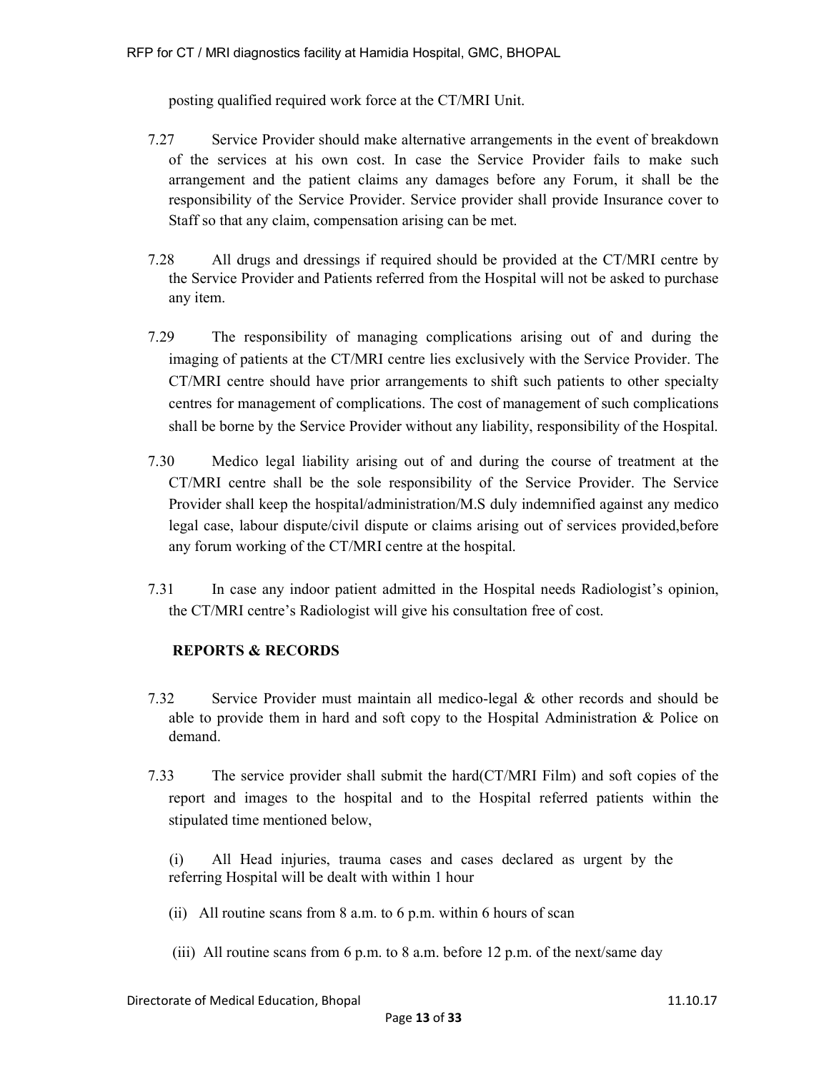posting qualified required work force at the CT/MRI Unit.

7.27 Service Provider should make alternative arrangements in the event of breakdown of the services at his own cost. In case the Service Provider fails to make such arrangement and the patient claims any damages before any Forum, it shall be the responsibility of the Service Provider. Service provider shall provide Insurance cover to Staff so that any claim, compensation arising can be met.

7.28 All drugs and dressings if required should be provided at the CT/MRI centre by the Service Provider and Patients referred from the Hospital will not be asked to purchase any item.

7.29 The responsibility of managing complications arising out of and during the imaging of patients at the CT/MRI centre lies exclusively with the Service Provider. The CT/MRI centre should have prior arrangements to shift such patients to other specialty centres for management of complications. The cost of management of such complications shall be borne by the Service Provider without any liability, responsibility of the Hospital.

7.30 Medico legal liability arising out of and during the course of treatment at the CT/MRI centre shall be the sole responsibility of the Service Provider. The Service Provider shall keep the hospital/administration/M.S duly indemnified against any medico legal case, labour dispute/civil dispute or claims arising out of services provided,before any forum working of the CT/MRI centre at the hospital.

7.31 In case any indoor patient admitted in the Hospital needs Radiologist's opinion, the CT/MRI centre's Radiologist will give his consultation free of cost.

**REPORTS & RECORDS**

7.32 Service Provider must maintain all medico-legal & other records and should be able to provide them in hard and soft copy to the Hospital Administration & Police on demand.

7.33 The service provider shall submit the hard(CT/MRI Film) and soft copies of the report and images to the hospital and to the Hospital referred patients within the stipulated time mentioned below,

(i) All Head injuries, trauma cases and cases declared as urgent by the referring Hospital will be dealt with within 1 hour

(ii) All routine scans from 8 a.m. to 6 p.m. within 6 hours of scan

(iii) All routine scans from 6 p.m. to 8 a.m. before 12 p.m. of the next/same day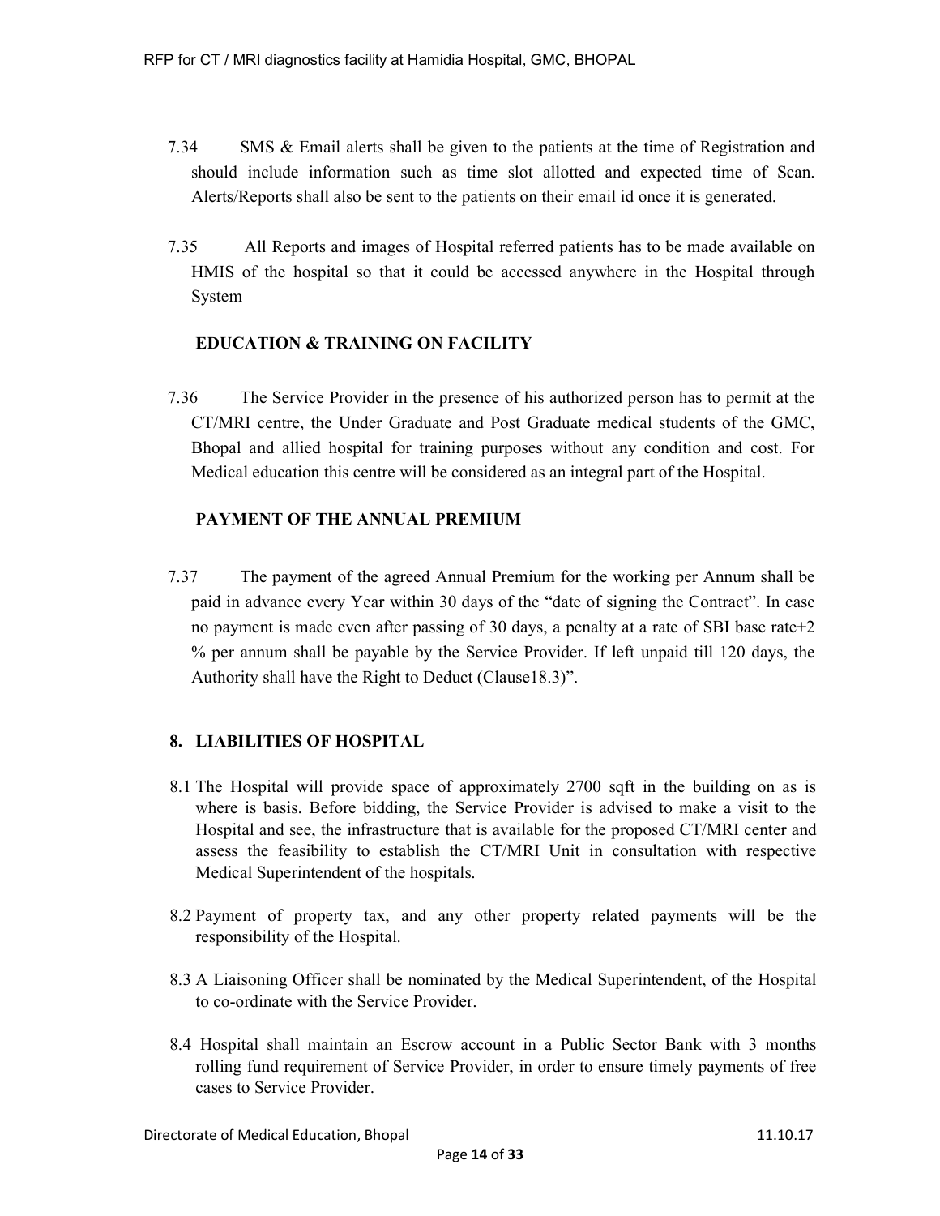7.34 SMS & Email alerts shall be given to the patients at the time of Registration and should include information such as time slot allotted and expected time of Scan. Alerts/Reports shall also be sent to the patients on their email id once it is generated.

7.35 All Reports and images of Hospital referred patients has to be made available on HMIS of the hospital so that it could be accessed anywhere in the Hospital through System

**EDUCATION & TRAINING ON FACILITY**

7.36 The Service Provider in the presence of his authorized person has to permit at the CT/MRI centre, the Under Graduate and Post Graduate medical students of the GMC, Bhopal and allied hospital for training purposes without any condition and cost. For Medical education this centre will be considered as an integral part of the Hospital.

**PAYMENT OF THE ANNUAL PREMIUM**

7.37 The payment of the agreed Annual Premium for the working per Annum shall be paid in advance every Year within 30 days of the "date of signing the Contract". In case no payment is made even after passing of 30 days, a penalty at a rate of SBI base rate+2 % per annum shall be payable by the Service Provider. If left unpaid till 120 days, the Authority shall have the Right to Deduct (Clause18.3)".

## 8. LIABILITIES OF HOSPITAL

8.1 The Hospital will provide space of approximately 2700 sqft in the building on as is where is basis. Before bidding, the Service Provider is advised to make a visit to the Hospital and see, the infrastructure that is available for the proposed CT/MRI center and assess the feasibility to establish the CT/MRI Unit in consultation with respective Medical Superintendent of the hospitals.

8.2 Payment of property tax, and any other property related payments will be the responsibility of the Hospital.

8.3 A Liaisoning Officer shall be nominated by the Medical Superintendent, of the Hospital to co-ordinate with the Service Provider.

8.4 Hospital shall maintain an Escrow account in a Public Sector Bank with 3 months rolling fund requirement of Service Provider, in order to ensure timely payments of free cases to Service Provider.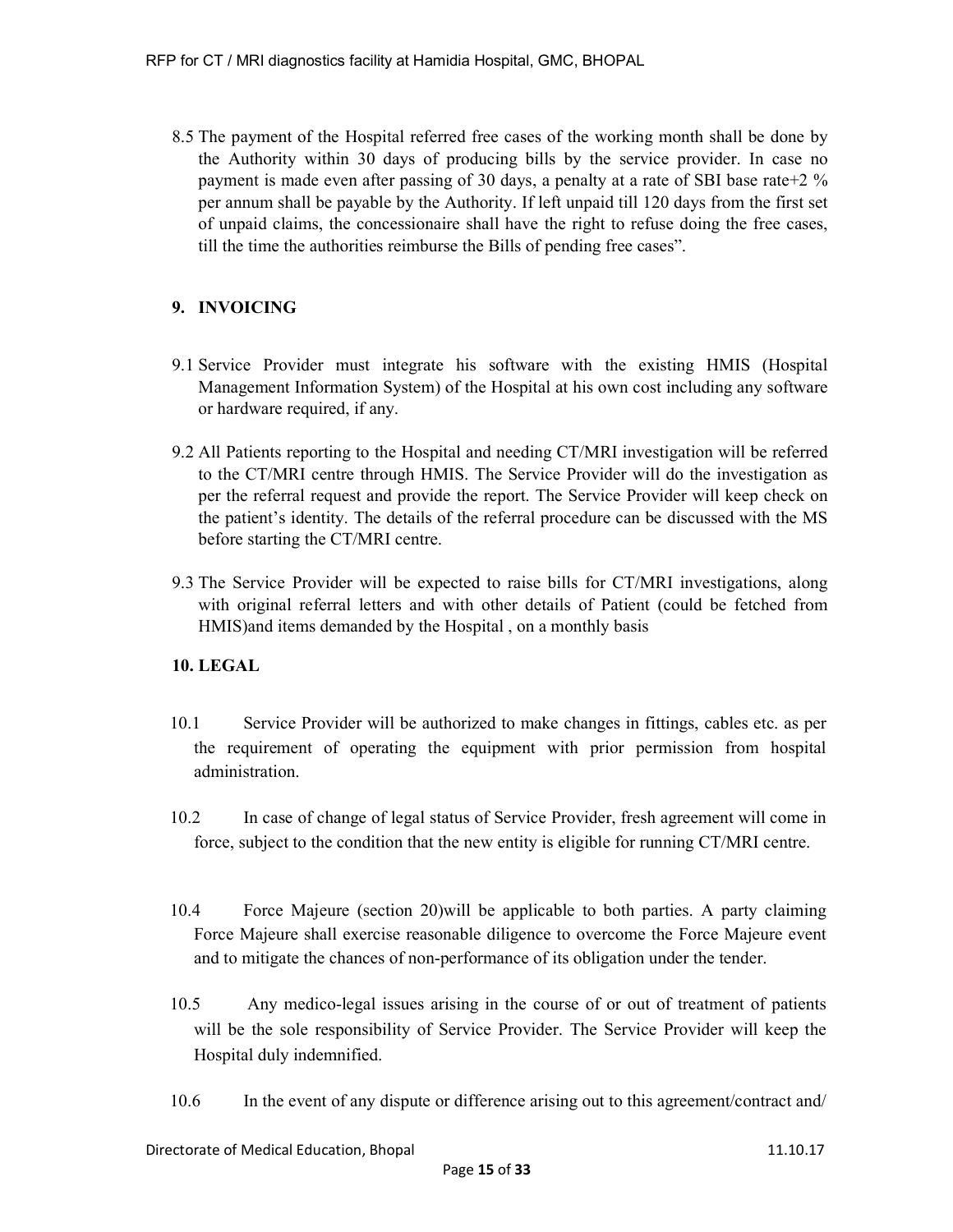8.5 The payment of the Hospital referred free cases of the working month shall be done by the Authority within 30 days of producing bills by the service provider. In case no payment is made even after passing of 30 days, a penalty at a rate of SBI base rate+2 % per annum shall be payable by the Authority. If left unpaid till 120 days from the first set of unpaid claims, the concessionaire shall have the right to refuse doing the free cases, till the time the authorities reimburse the Bills of pending free cases".

## 9. INVOICING

9.1 Service Provider must integrate his software with the existing HMIS (Hospital Management Information System) of the Hospital at his own cost including any software or hardware required, if any.

9.2 All Patients reporting to the Hospital and needing CT/MRI investigation will be referred to the CT/MRI centre through HMIS. The Service Provider will do the investigation as per the referral request and provide the report. The Service Provider will keep check on the patient's identity. The details of the referral procedure can be discussed with the MS before starting the CT/MRI centre.

9.3 The Service Provider will be expected to raise bills for CT/MRI investigations, along with original referral letters and with other details of Patient (could be fetched from HMIS)and items demanded by the Hospital , on a monthly basis

## 10. LEGAL

10.1 Service Provider will be authorized to make changes in fittings, cables etc. as per the requirement of operating the equipment with prior permission from hospital administration.

10.2 In case of change of legal status of Service Provider, fresh agreement will come in force, subject to the condition that the new entity is eligible for running CT/MRI centre.

10.4 Force Majeure (section 20)will be applicable to both parties. A party claiming Force Majeure shall exercise reasonable diligence to overcome the Force Majeure event and to mitigate the chances of non-performance of its obligation under the tender.

10.5 Any medico-legal issues arising in the course of or out of treatment of patients will be the sole responsibility of Service Provider. The Service Provider will keep the Hospital duly indemnified.

10.6 In the event of any dispute or difference arising out to this agreement/contract and/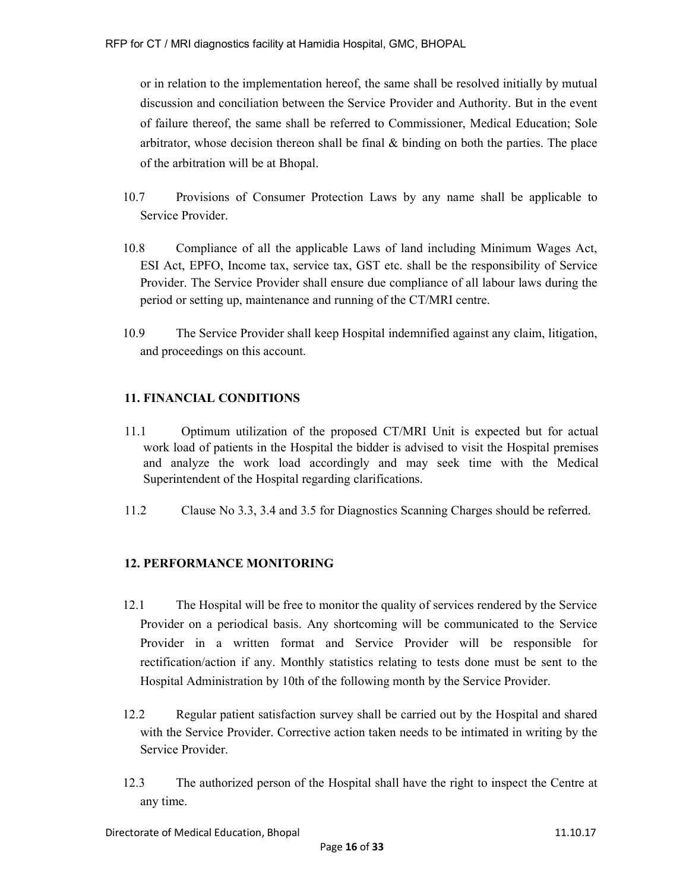or in relation to the implementation hereof, the same shall be resolved initially by mutual discussion and conciliation between the Service Provider and Authority. But in the event of failure thereof, the same shall be referred to Commissioner, Medical Education; Sole arbitrator, whose decision thereon shall be final & binding on both the parties. The place of the arbitration will be at Bhopal.

10.7 Provisions of Consumer Protection Laws by any name shall be applicable to Service Provider.

10.8 Compliance of all the applicable Laws of land including Minimum Wages Act, ESI Act, EPFO, Income tax, service tax, GST etc. shall be the responsibility of Service Provider. The Service Provider shall ensure due compliance of all labour laws during the period or setting up, maintenance and running of the CT/MRI centre.

10.9 The Service Provider shall keep Hospital indemnified against any claim, litigation, and proceedings on this account.

## 11. FINANCIAL CONDITIONS

11.1 Optimum utilization of the proposed CT/MRI Unit is expected but for actual work load of patients in the Hospital the bidder is advised to visit the Hospital premises and analyze the work load accordingly and may seek time with the Medical Superintendent of the Hospital regarding clarifications.

11.2 Clause No 3.3, 3.4 and 3.5 for Diagnostics Scanning Charges should be referred.

## 12. PERFORMANCE MONITORING

12.1 The Hospital will be free to monitor the quality of services rendered by the Service Provider on a periodical basis. Any shortcoming will be communicated to the Service Provider in a written format and Service Provider will be responsible for rectification/action if any. Monthly statistics relating to tests done must be sent to the Hospital Administration by 10th of the following month by the Service Provider.

12.2 Regular patient satisfaction survey shall be carried out by the Hospital and shared with the Service Provider. Corrective action taken needs to be intimated in writing by the Service Provider.

12.3 The authorized person of the Hospital shall have the right to inspect the Centre at any time.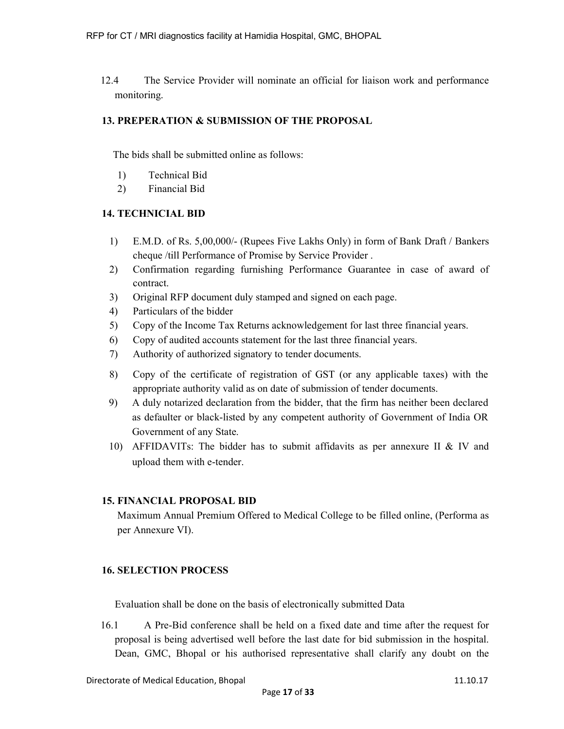12.4 The Service Provider will nominate an official for liaison work and performance monitoring.

## 13. PREPERATION & SUBMISSION OF THE PROPOSAL

The bids shall be submitted online as follows:

1) Technical Bid
2) Financial Bid

## 14. TECHINICIAL BID

1) E.M.D. of Rs. 5,00,000/- (Rupees Five Lakhs Only) in form of Bank Draft / Bankers cheque /till Performance of Promise by Service Provider .
2) Confirmation regarding furnishing Performance Guarantee in case of award of contract.
3) Original RFP document duly stamped and signed on each page.
4) Particulars of the bidder
5) Copy of the Income Tax Returns acknowledgement for last three financial years.
6) Copy of audited accounts statement for the last three financial years.
7) Authority of authorized signatory to tender documents.
8) Copy of the certificate of registration of GST (or any applicable taxes) with the appropriate authority valid as on date of submission of tender documents.
9) A duly notarized declaration from the bidder, that the firm has neither been declared as defaulter or black-listed by any competent authority of Government of India OR Government of any State.
10) AFFIDAVITs: The bidder has to submit affidavits as per annexure II & IV and upload them with e-tender.

## 15. FINANCIAL PROPOSAL BID

Maximum Annual Premium Offered to Medical College to be filled online, (Performa as per Annexure VI).

## 16. SELECTION PROCESS

Evaluation shall be done on the basis of electronically submitted Data

16.1 A Pre-Bid conference shall be held on a fixed date and time after the request for proposal is being advertised well before the last date for bid submission in the hospital. Dean, GMC, Bhopal or his authorised representative shall clarify any doubt on the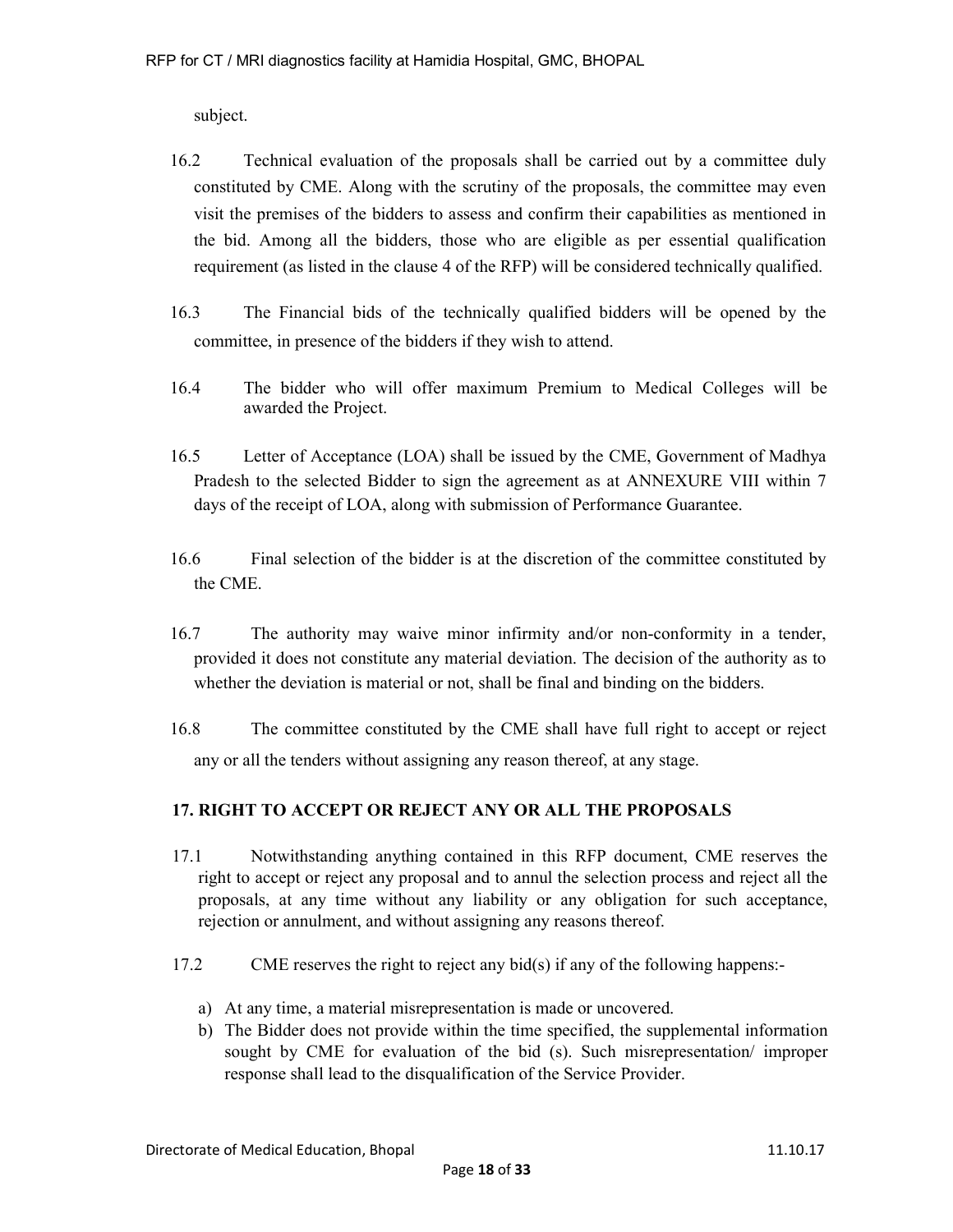subject.

16.2 Technical evaluation of the proposals shall be carried out by a committee duly constituted by CME. Along with the scrutiny of the proposals, the committee may even visit the premises of the bidders to assess and confirm their capabilities as mentioned in the bid. Among all the bidders, those who are eligible as per essential qualification requirement (as listed in the clause 4 of the RFP) will be considered technically qualified.

16.3 The Financial bids of the technically qualified bidders will be opened by the committee, in presence of the bidders if they wish to attend.

16.4 The bidder who will offer maximum Premium to Medical Colleges will be awarded the Project.

16.5 Letter of Acceptance (LOA) shall be issued by the CME, Government of Madhya Pradesh to the selected Bidder to sign the agreement as at ANNEXURE VIII within 7 days of the receipt of LOA, along with submission of Performance Guarantee.

16.6 Final selection of the bidder is at the discretion of the committee constituted by the CME.

16.7 The authority may waive minor infirmity and/or non-conformity in a tender, provided it does not constitute any material deviation. The decision of the authority as to whether the deviation is material or not, shall be final and binding on the bidders.

16.8 The committee constituted by the CME shall have full right to accept or reject any or all the tenders without assigning any reason thereof, at any stage.

## 17. RIGHT TO ACCEPT OR REJECT ANY OR ALL THE PROPOSALS

17.1 Notwithstanding anything contained in this RFP document, CME reserves the right to accept or reject any proposal and to annul the selection process and reject all the proposals, at any time without any liability or any obligation for such acceptance, rejection or annulment, and without assigning any reasons thereof.

17.2 CME reserves the right to reject any bid(s) if any of the following happens:-

a) At any time, a material misrepresentation is made or uncovered.
b) The Bidder does not provide within the time specified, the supplemental information sought by CME for evaluation of the bid (s). Such misrepresentation/ improper response shall lead to the disqualification of the Service Provider.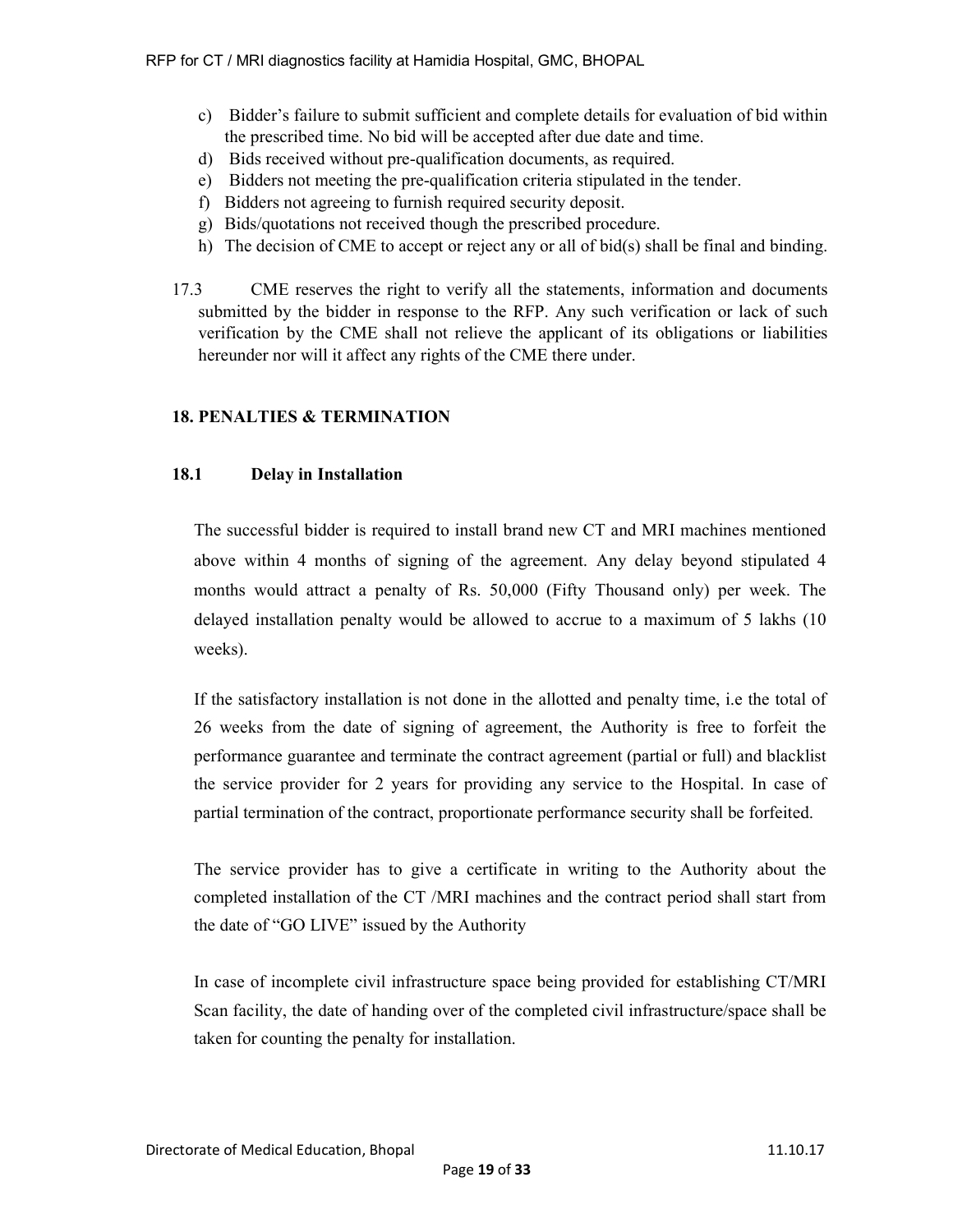c) Bidder's failure to submit sufficient and complete details for evaluation of bid within the prescribed time. No bid will be accepted after due date and time.
d) Bids received without pre-qualification documents, as required.
e) Bidders not meeting the pre-qualification criteria stipulated in the tender.
f) Bidders not agreeing to furnish required security deposit.
g) Bids/quotations not received though the prescribed procedure.
h) The decision of CME to accept or reject any or all of bid(s) shall be final and binding.

17.3 CME reserves the right to verify all the statements, information and documents submitted by the bidder in response to the RFP. Any such verification or lack of such verification by the CME shall not relieve the applicant of its obligations or liabilities hereunder nor will it affect any rights of the CME there under.

## 18. PENALTIES & TERMINATION

### 18.1 Delay in Installation

The successful bidder is required to install brand new CT and MRI machines mentioned above within 4 months of signing of the agreement. Any delay beyond stipulated 4 months would attract a penalty of Rs. 50,000 (Fifty Thousand only) per week. The delayed installation penalty would be allowed to accrue to a maximum of 5 lakhs (10 weeks).

If the satisfactory installation is not done in the allotted and penalty time, i.e the total of 26 weeks from the date of signing of agreement, the Authority is free to forfeit the performance guarantee and terminate the contract agreement (partial or full) and blacklist the service provider for 2 years for providing any service to the Hospital. In case of partial termination of the contract, proportionate performance security shall be forfeited.

The service provider has to give a certificate in writing to the Authority about the completed installation of the CT /MRI machines and the contract period shall start from the date of "GO LIVE" issued by the Authority

In case of incomplete civil infrastructure space being provided for establishing CT/MRI Scan facility, the date of handing over of the completed civil infrastructure/space shall be taken for counting the penalty for installation.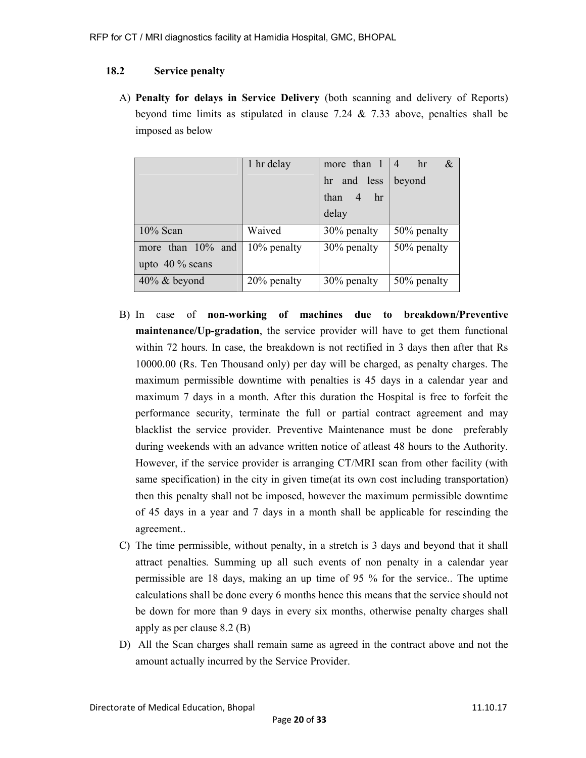### 18.2 Service penalty

A) **Penalty for delays in Service Delivery** (both scanning and delivery of Reports) beyond time limits as stipulated in clause 7.24 & 7.33 above, penalties shall be imposed as below

| | 1 hr delay | more than 1 hr and less than 4 hr delay | 4 hr & beyond |
|---|---|---|---|
| 10% Scan | Waived | 30% penalty | 50% penalty |
| more than 10% and upto 40 % scans | 10% penalty | 30% penalty | 50% penalty |
| 40% & beyond | 20% penalty | 30% penalty | 50% penalty |

B) In case of **non-working of machines due to breakdown/Preventive maintenance/Up-gradation**, the service provider will have to get them functional within 72 hours. In case, the breakdown is not rectified in 3 days then after that Rs 10000.00 (Rs. Ten Thousand only) per day will be charged, as penalty charges. The maximum permissible downtime with penalties is 45 days in a calendar year and maximum 7 days in a month. After this duration the Hospital is free to forfeit the performance security, terminate the full or partial contract agreement and may blacklist the service provider. Preventive Maintenance must be done preferably during weekends with an advance written notice of atleast 48 hours to the Authority. However, if the service provider is arranging CT/MRI scan from other facility (with same specification) in the city in given time(at its own cost including transportation) then this penalty shall not be imposed, however the maximum permissible downtime of 45 days in a year and 7 days in a month shall be applicable for rescinding the agreement..

C) The time permissible, without penalty, in a stretch is 3 days and beyond that it shall attract penalties. Summing up all such events of non penalty in a calendar year permissible are 18 days, making an up time of 95 % for the service.. The uptime calculations shall be done every 6 months hence this means that the service should not be down for more than 9 days in every six months, otherwise penalty charges shall apply as per clause 8.2 (B)

D) All the Scan charges shall remain same as agreed in the contract above and not the amount actually incurred by the Service Provider.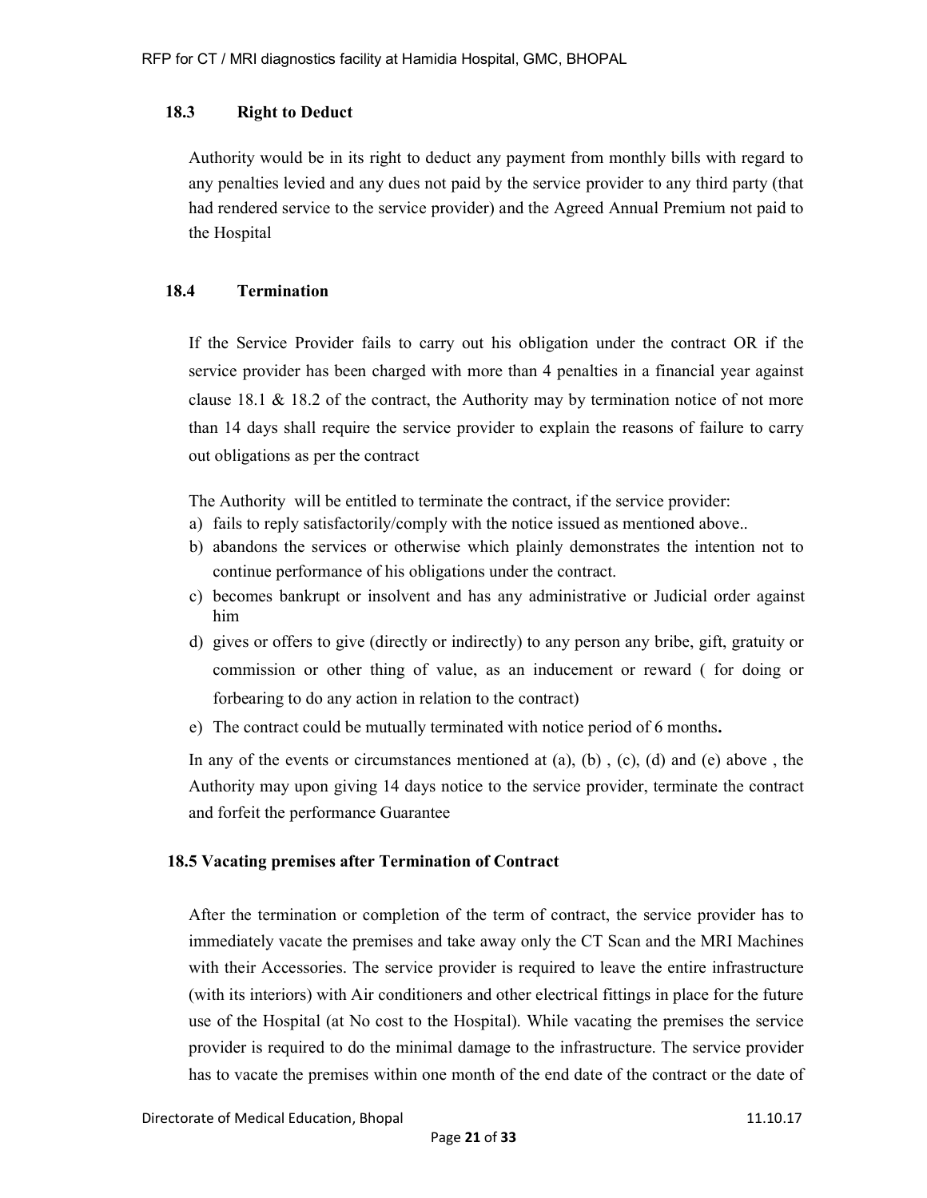### 18.3 Right to Deduct

Authority would be in its right to deduct any payment from monthly bills with regard to any penalties levied and any dues not paid by the service provider to any third party (that had rendered service to the service provider) and the Agreed Annual Premium not paid to the Hospital

### 18.4 Termination

If the Service Provider fails to carry out his obligation under the contract OR if the service provider has been charged with more than 4 penalties in a financial year against clause 18.1 & 18.2 of the contract, the Authority may by termination notice of not more than 14 days shall require the service provider to explain the reasons of failure to carry out obligations as per the contract

The Authority will be entitled to terminate the contract, if the service provider:

a) fails to reply satisfactorily/comply with the notice issued as mentioned above..
b) abandons the services or otherwise which plainly demonstrates the intention not to continue performance of his obligations under the contract.
c) becomes bankrupt or insolvent and has any administrative or Judicial order against him
d) gives or offers to give (directly or indirectly) to any person any bribe, gift, gratuity or commission or other thing of value, as an inducement or reward ( for doing or forbearing to do any action in relation to the contract)
e) The contract could be mutually terminated with notice period of 6 months**.**

In any of the events or circumstances mentioned at (a), (b) , (c), (d) and (e) above , the Authority may upon giving 14 days notice to the service provider, terminate the contract and forfeit the performance Guarantee

### 18.5 Vacating premises after Termination of Contract

After the termination or completion of the term of contract, the service provider has to immediately vacate the premises and take away only the CT Scan and the MRI Machines with their Accessories. The service provider is required to leave the entire infrastructure (with its interiors) with Air conditioners and other electrical fittings in place for the future use of the Hospital (at No cost to the Hospital). While vacating the premises the service provider is required to do the minimal damage to the infrastructure. The service provider has to vacate the premises within one month of the end date of the contract or the date of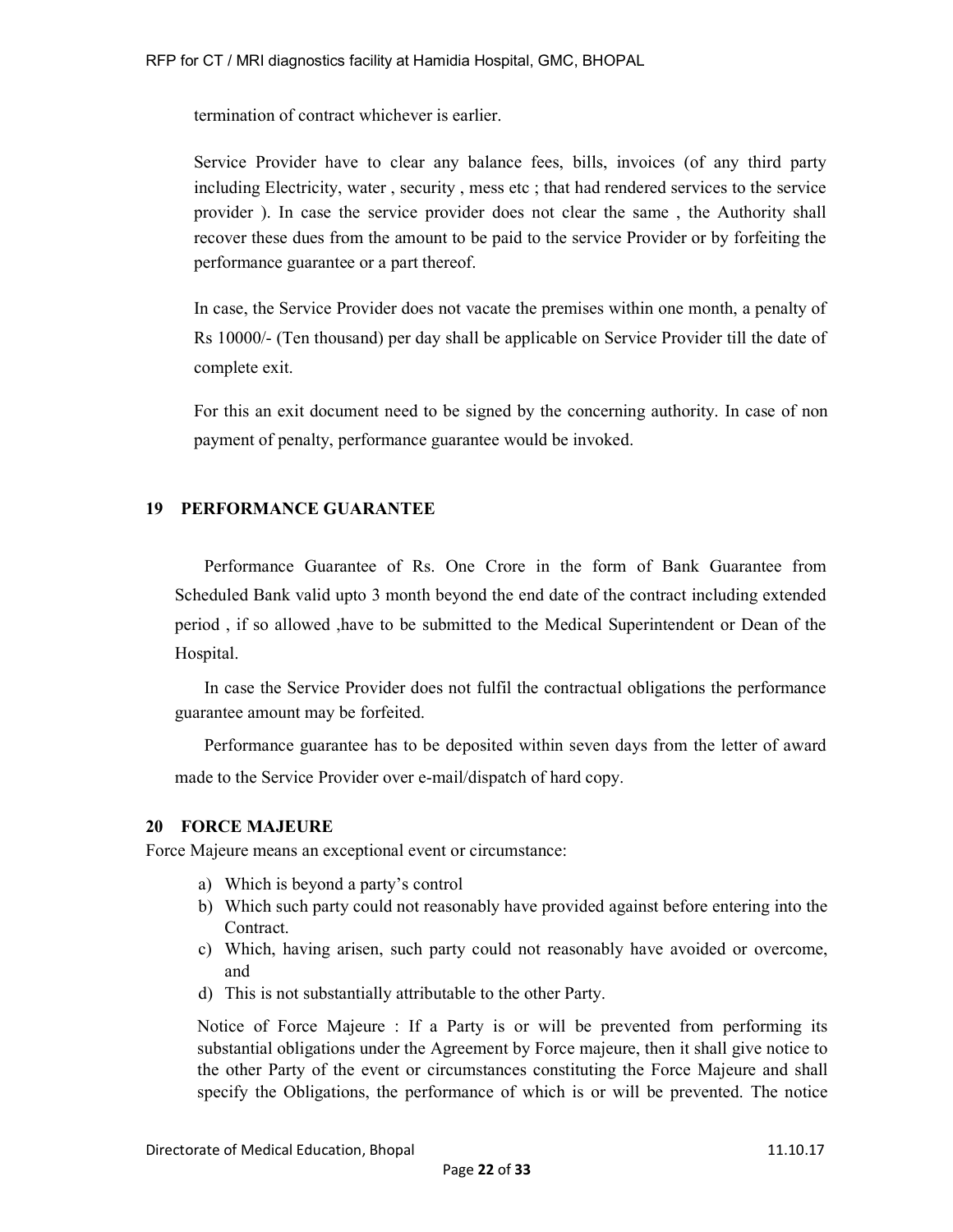termination of contract whichever is earlier.

Service Provider have to clear any balance fees, bills, invoices (of any third party including Electricity, water , security , mess etc ; that had rendered services to the service provider ). In case the service provider does not clear the same , the Authority shall recover these dues from the amount to be paid to the service Provider or by forfeiting the performance guarantee or a part thereof.

In case, the Service Provider does not vacate the premises within one month, a penalty of Rs 10000/- (Ten thousand) per day shall be applicable on Service Provider till the date of complete exit.

For this an exit document need to be signed by the concerning authority. In case of non payment of penalty, performance guarantee would be invoked.

## 19 PERFORMANCE GUARANTEE

Performance Guarantee of Rs. One Crore in the form of Bank Guarantee from Scheduled Bank valid upto 3 month beyond the end date of the contract including extended period , if so allowed ,have to be submitted to the Medical Superintendent or Dean of the Hospital.

In case the Service Provider does not fulfil the contractual obligations the performance guarantee amount may be forfeited.

Performance guarantee has to be deposited within seven days from the letter of award made to the Service Provider over e-mail/dispatch of hard copy.

## 20 FORCE MAJEURE

Force Majeure means an exceptional event or circumstance:

a) Which is beyond a party's control
b) Which such party could not reasonably have provided against before entering into the Contract.
c) Which, having arisen, such party could not reasonably have avoided or overcome, and
d) This is not substantially attributable to the other Party.

Notice of Force Majeure : If a Party is or will be prevented from performing its substantial obligations under the Agreement by Force majeure, then it shall give notice to the other Party of the event or circumstances constituting the Force Majeure and shall specify the Obligations, the performance of which is or will be prevented. The notice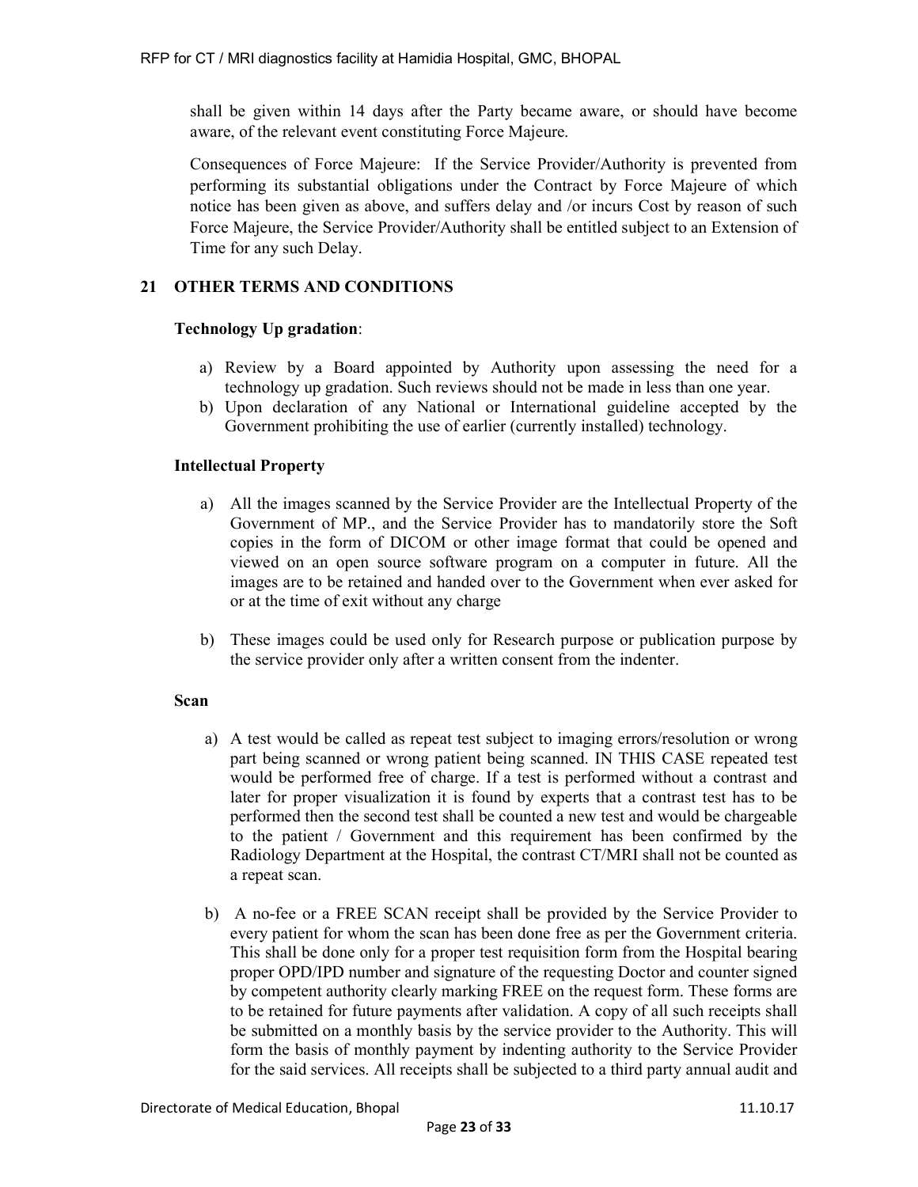shall be given within 14 days after the Party became aware, or should have become aware, of the relevant event constituting Force Majeure.

Consequences of Force Majeure: If the Service Provider/Authority is prevented from performing its substantial obligations under the Contract by Force Majeure of which notice has been given as above, and suffers delay and /or incurs Cost by reason of such Force Majeure, the Service Provider/Authority shall be entitled subject to an Extension of Time for any such Delay.

## 21 OTHER TERMS AND CONDITIONS

**Technology Up gradation**:

a) Review by a Board appointed by Authority upon assessing the need for a technology up gradation. Such reviews should not be made in less than one year.
b) Upon declaration of any National or International guideline accepted by the Government prohibiting the use of earlier (currently installed) technology.

**Intellectual Property**

a) All the images scanned by the Service Provider are the Intellectual Property of the Government of MP., and the Service Provider has to mandatorily store the Soft copies in the form of DICOM or other image format that could be opened and viewed on an open source software program on a computer in future. All the images are to be retained and handed over to the Government when ever asked for or at the time of exit without any charge

b) These images could be used only for Research purpose or publication purpose by the service provider only after a written consent from the indenter.

**Scan**

a) A test would be called as repeat test subject to imaging errors/resolution or wrong part being scanned or wrong patient being scanned. IN THIS CASE repeated test would be performed free of charge. If a test is performed without a contrast and later for proper visualization it is found by experts that a contrast test has to be performed then the second test shall be counted a new test and would be chargeable to the patient / Government and this requirement has been confirmed by the Radiology Department at the Hospital, the contrast CT/MRI shall not be counted as a repeat scan.

b) A no-fee or a FREE SCAN receipt shall be provided by the Service Provider to every patient for whom the scan has been done free as per the Government criteria. This shall be done only for a proper test requisition form from the Hospital bearing proper OPD/IPD number and signature of the requesting Doctor and counter signed by competent authority clearly marking FREE on the request form. These forms are to be retained for future payments after validation. A copy of all such receipts shall be submitted on a monthly basis by the service provider to the Authority. This will form the basis of monthly payment by indenting authority to the Service Provider for the said services. All receipts shall be subjected to a third party annual audit and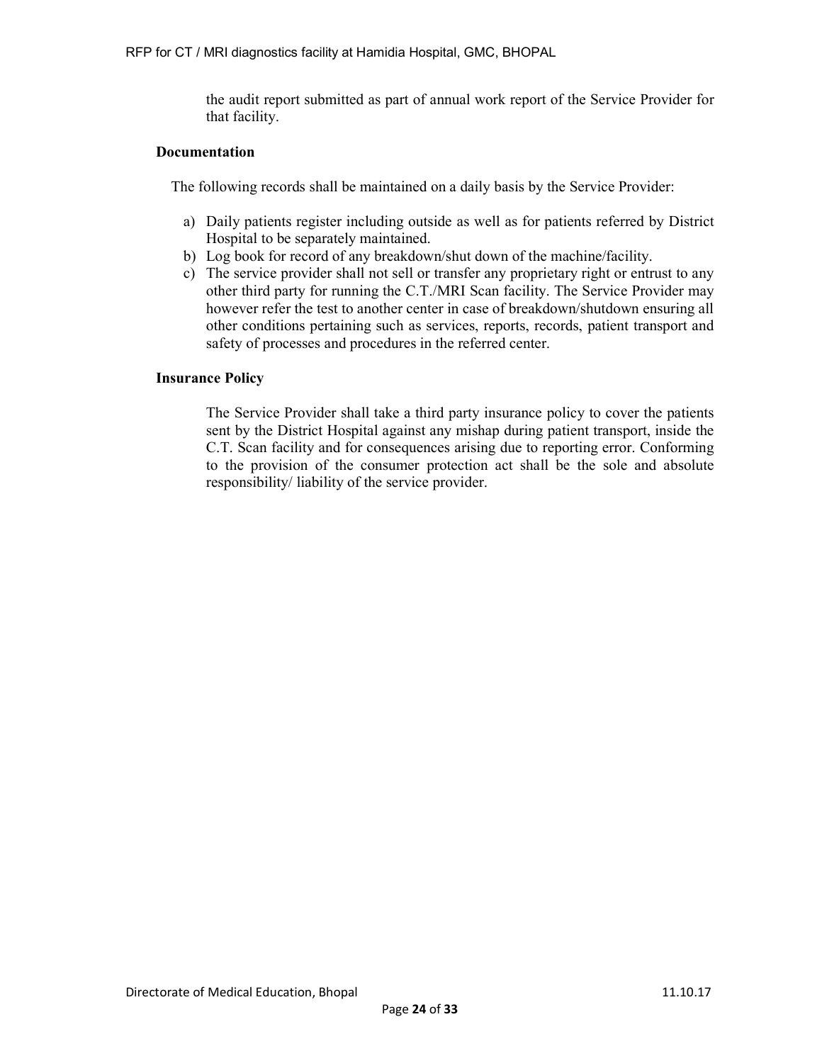the audit report submitted as part of annual work report of the Service Provider for that facility.

**Documentation**

The following records shall be maintained on a daily basis by the Service Provider:

a) Daily patients register including outside as well as for patients referred by District Hospital to be separately maintained.
b) Log book for record of any breakdown/shut down of the machine/facility.
c) The service provider shall not sell or transfer any proprietary right or entrust to any other third party for running the C.T./MRI Scan facility. The Service Provider may however refer the test to another center in case of breakdown/shutdown ensuring all other conditions pertaining such as services, reports, records, patient transport and safety of processes and procedures in the referred center.

**Insurance Policy**

The Service Provider shall take a third party insurance policy to cover the patients sent by the District Hospital against any mishap during patient transport, inside the C.T. Scan facility and for consequences arising due to reporting error. Conforming to the provision of the consumer protection act shall be the sole and absolute responsibility/ liability of the service provider.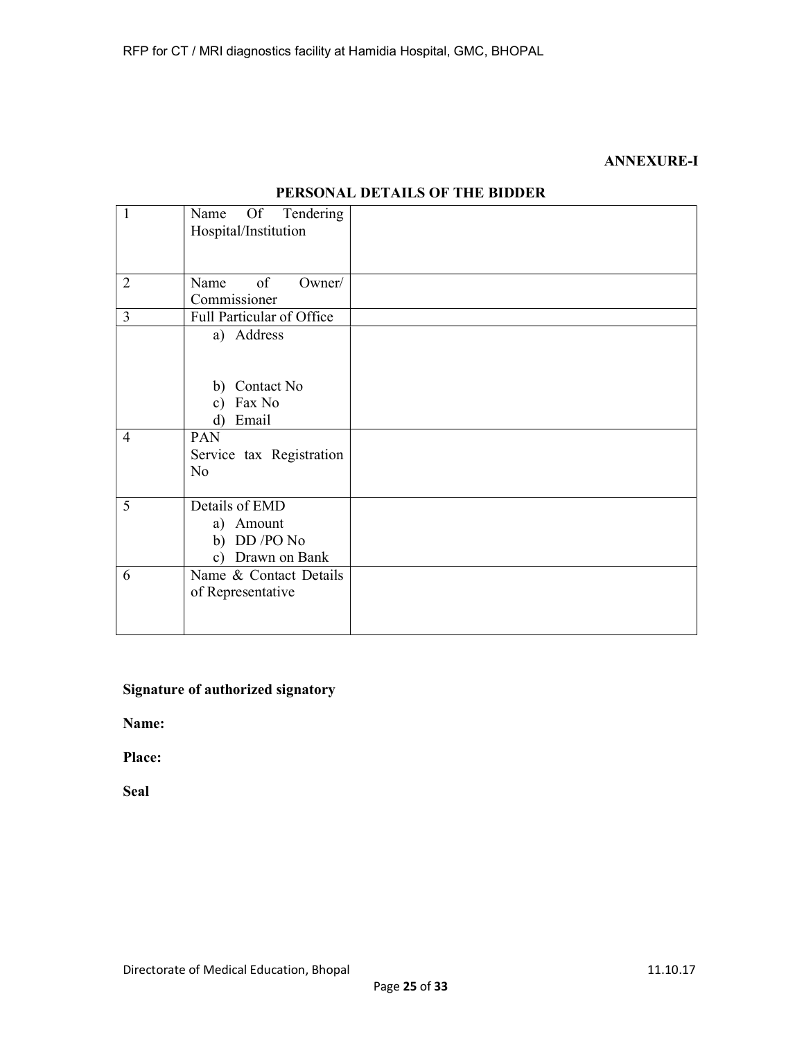**ANNEXURE-I**

## PERSONAL DETAILS OF THE BIDDER

| | | |
|---|---|---|
| 1 | Name Of Tendering Hospital/Institution | |
| 2 | Name of Owner/ Commissioner | |
| 3 | Full Particular of Office | |
| | a) Address<br><br>b) Contact No<br>c) Fax No<br>d) Email | |
| 4 | PAN<br>Service tax Registration No | |
| 5 | Details of EMD<br>a) Amount<br>b) DD /PO No<br>c) Drawn on Bank | |
| 6 | Name & Contact Details of Representative | |

**Signature of authorized signatory**

**Name:**

**Place:**

**Seal**

Directorate of Medical Education, Bhopal 11.10.17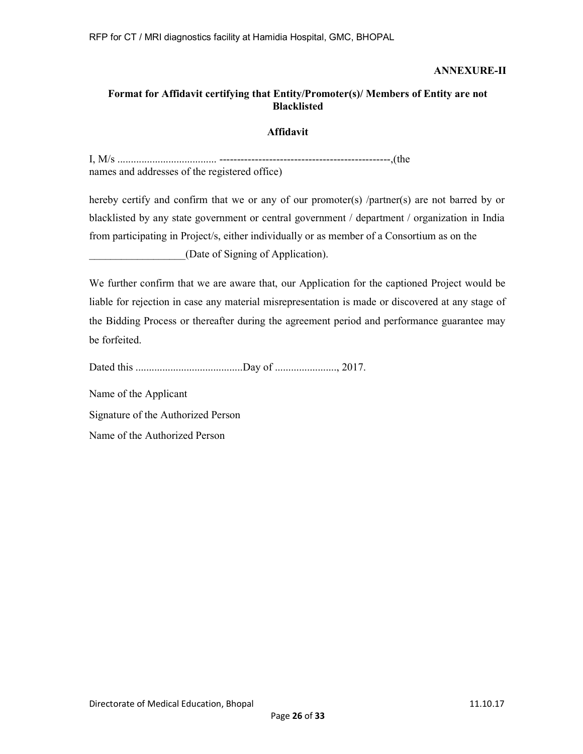**ANNEXURE-II**

**Format for Affidavit certifying that Entity/Promoter(s)/ Members of Entity are not Blacklisted**

**Affidavit**

I, M/s ..................................... ------------------------------------------------,(the names and addresses of the registered office)

hereby certify and confirm that we or any of our promoter(s) /partner(s) are not barred by or blacklisted by any state government or central government / department / organization in India from participating in Project/s, either individually or as member of a Consortium as on the __________________(Date of Signing of Application).

We further confirm that we are aware that, our Application for the captioned Project would be liable for rejection in case any material misrepresentation is made or discovered at any stage of the Bidding Process or thereafter during the agreement period and performance guarantee may be forfeited.

Dated this ........................................Day of ......................., 2017.

Name of the Applicant

Signature of the Authorized Person

Name of the Authorized Person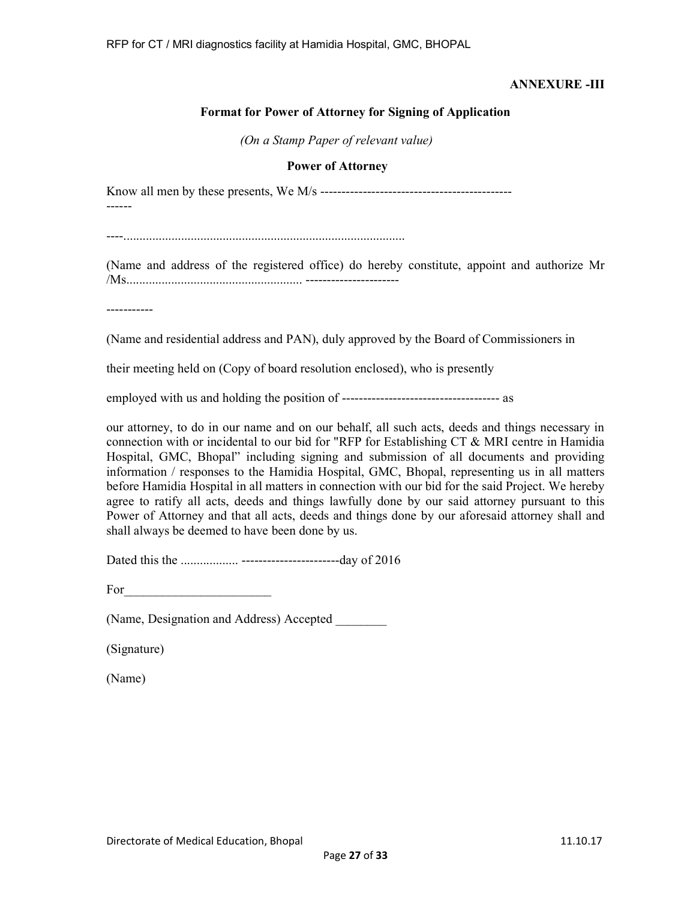**ANNEXURE -III**

**Format for Power of Attorney for Signing of Application**

*(On a Stamp Paper of relevant value)*

**Power of Attorney**

Know all men by these presents, We M/s ---------------------------------------------
------

----.......................................................................................

(Name and address of the registered office) do hereby constitute, appoint and authorize Mr /Ms....................................................... ----------------------

-----------

(Name and residential address and PAN), duly approved by the Board of Commissioners in

their meeting held on (Copy of board resolution enclosed), who is presently

employed with us and holding the position of ------------------------------------- as

our attorney, to do in our name and on our behalf, all such acts, deeds and things necessary in connection with or incidental to our bid for "RFP for Establishing CT & MRI centre in Hamidia Hospital, GMC, Bhopal" including signing and submission of all documents and providing information / responses to the Hamidia Hospital, GMC, Bhopal, representing us in all matters before Hamidia Hospital in all matters in connection with our bid for the said Project. We hereby agree to ratify all acts, deeds and things lawfully done by our said attorney pursuant to this Power of Attorney and that all acts, deeds and things done by our aforesaid attorney shall and shall always be deemed to have been done by us.

Dated this the .................. -----------------------day of 2016

For_______________________

(Name, Designation and Address) Accepted ________

(Signature)

(Name)

Directorate of Medical Education, Bhopal 11.10.17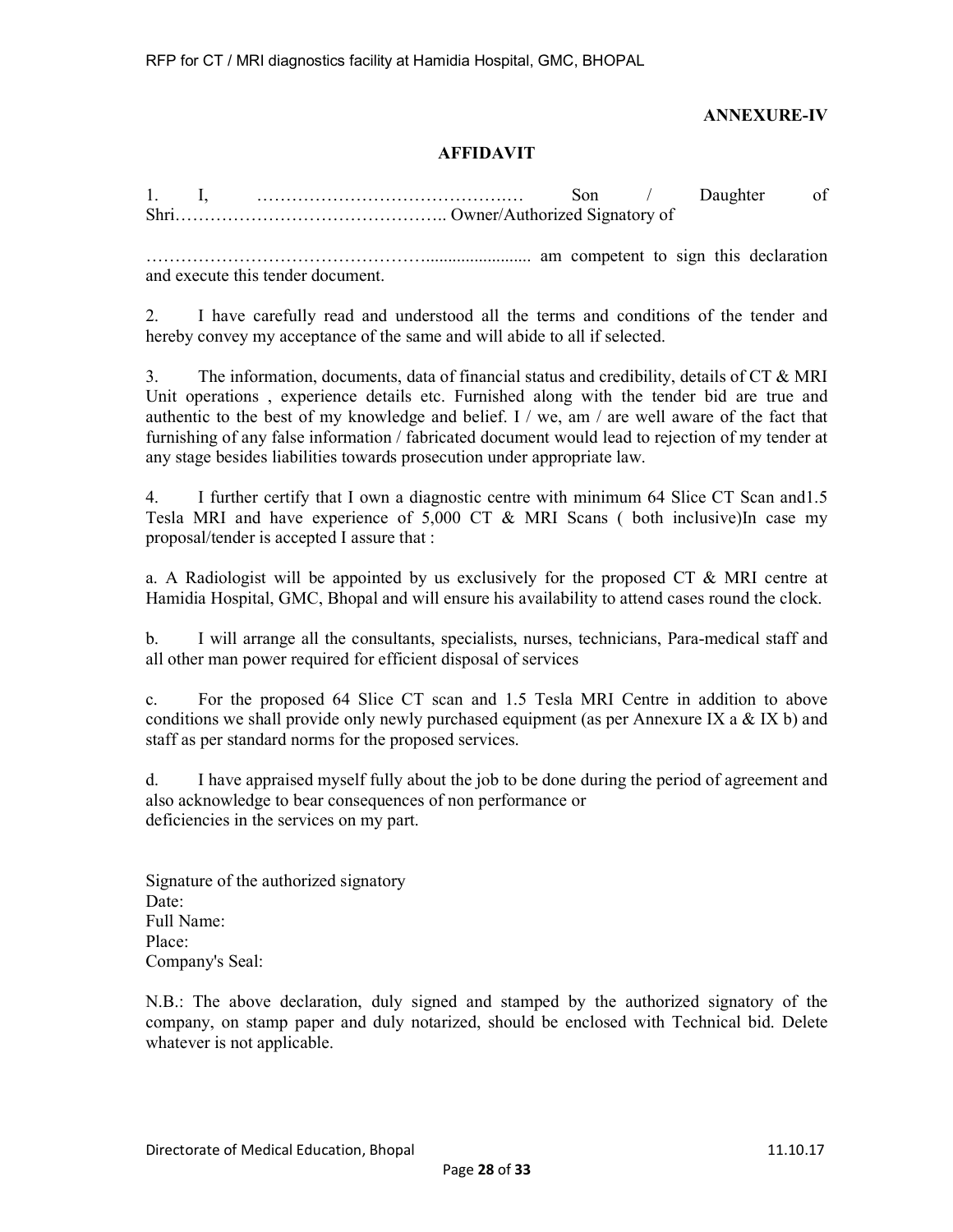**ANNEXURE-IV**

**AFFIDAVIT**

1. I, ……………………………………… Son / Daughter of Shri……………………………………….. Owner/Authorized Signatory of

………………………………………........................ am competent to sign this declaration and execute this tender document.

2. I have carefully read and understood all the terms and conditions of the tender and hereby convey my acceptance of the same and will abide to all if selected.

3. The information, documents, data of financial status and credibility, details of CT & MRI Unit operations , experience details etc. Furnished along with the tender bid are true and authentic to the best of my knowledge and belief. I / we, am / are well aware of the fact that furnishing of any false information / fabricated document would lead to rejection of my tender at any stage besides liabilities towards prosecution under appropriate law.

4. I further certify that I own a diagnostic centre with minimum 64 Slice CT Scan and1.5 Tesla MRI and have experience of 5,000 CT & MRI Scans ( both inclusive)In case my proposal/tender is accepted I assure that :

a. A Radiologist will be appointed by us exclusively for the proposed CT & MRI centre at Hamidia Hospital, GMC, Bhopal and will ensure his availability to attend cases round the clock.

b. I will arrange all the consultants, specialists, nurses, technicians, Para-medical staff and all other man power required for efficient disposal of services

c. For the proposed 64 Slice CT scan and 1.5 Tesla MRI Centre in addition to above conditions we shall provide only newly purchased equipment (as per Annexure IX a & IX b) and staff as per standard norms for the proposed services.

d. I have appraised myself fully about the job to be done during the period of agreement and also acknowledge to bear consequences of non performance or deficiencies in the services on my part.

Signature of the authorized signatory
Date:
Full Name:
Place:
Company's Seal:

N.B.: The above declaration, duly signed and stamped by the authorized signatory of the company, on stamp paper and duly notarized, should be enclosed with Technical bid. Delete whatever is not applicable.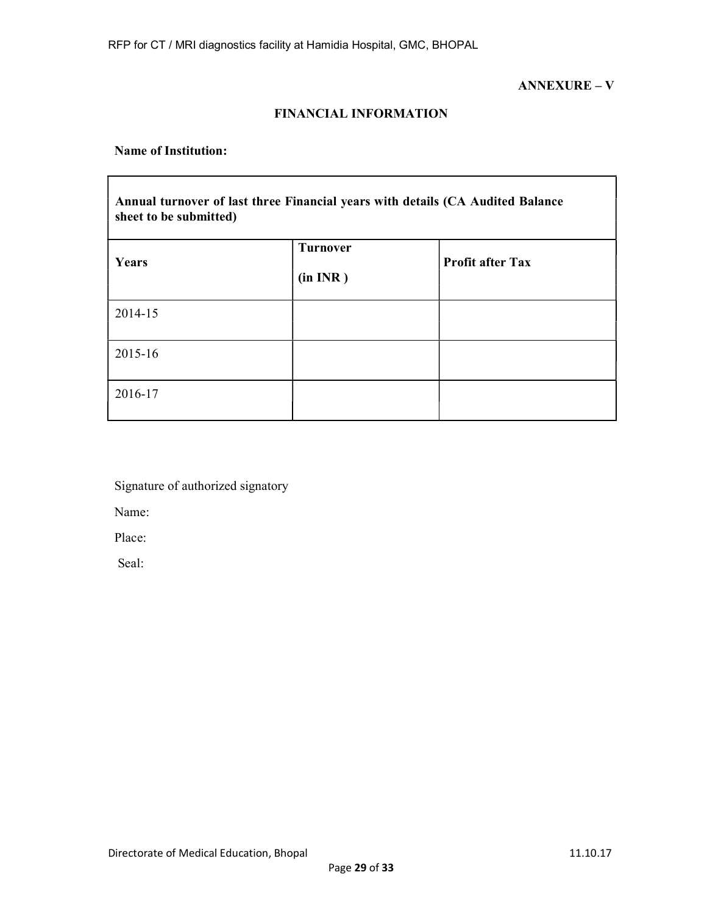**ANNEXURE – V**

## FINANCIAL INFORMATION

**Name of Institution:**

| **Annual turnover of last three Financial years with details (CA Audited Balance sheet to be submitted)** | | |
|---|---|---|
| **Years** | **Turnover (in INR )** | **Profit after Tax** |
| 2014-15 | | |
| 2015-16 | | |
| 2016-17 | | |

Signature of authorized signatory

Name:

Place:

Seal: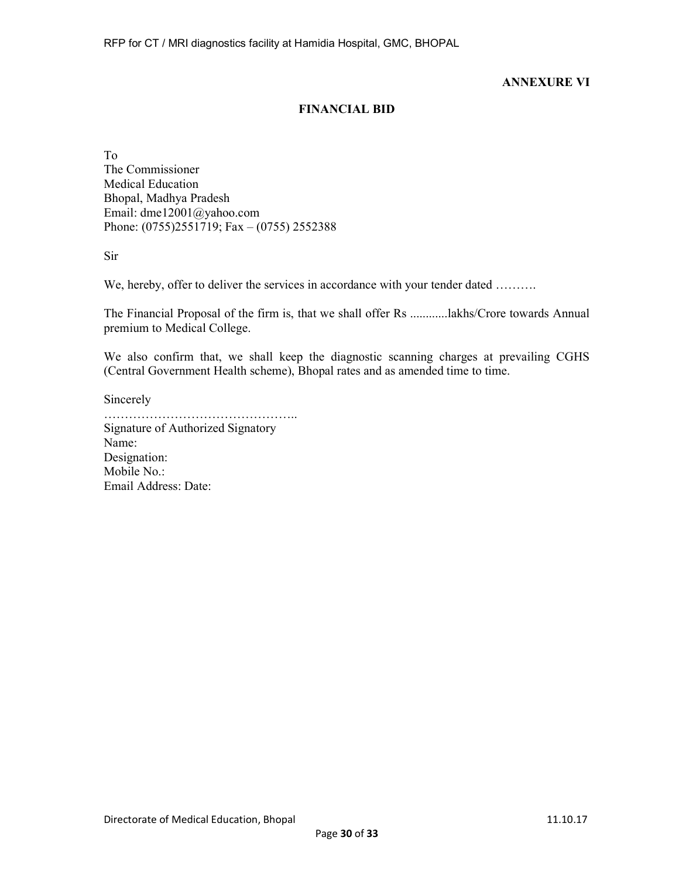**ANNEXURE VI**

## FINANCIAL BID

To
The Commissioner
Medical Education
Bhopal, Madhya Pradesh
Email: dme12001@yahoo.com
Phone: (0755)2551719; Fax – (0755) 2552388

Sir

We, hereby, offer to deliver the services in accordance with your tender dated ……….

The Financial Proposal of the firm is, that we shall offer Rs ............lakhs/Crore towards Annual premium to Medical College.

We also confirm that, we shall keep the diagnostic scanning charges at prevailing CGHS (Central Government Health scheme), Bhopal rates and as amended time to time.

Sincerely

………………………………………..
Signature of Authorized Signatory
Name:
Designation:
Mobile No.:
Email Address: Date: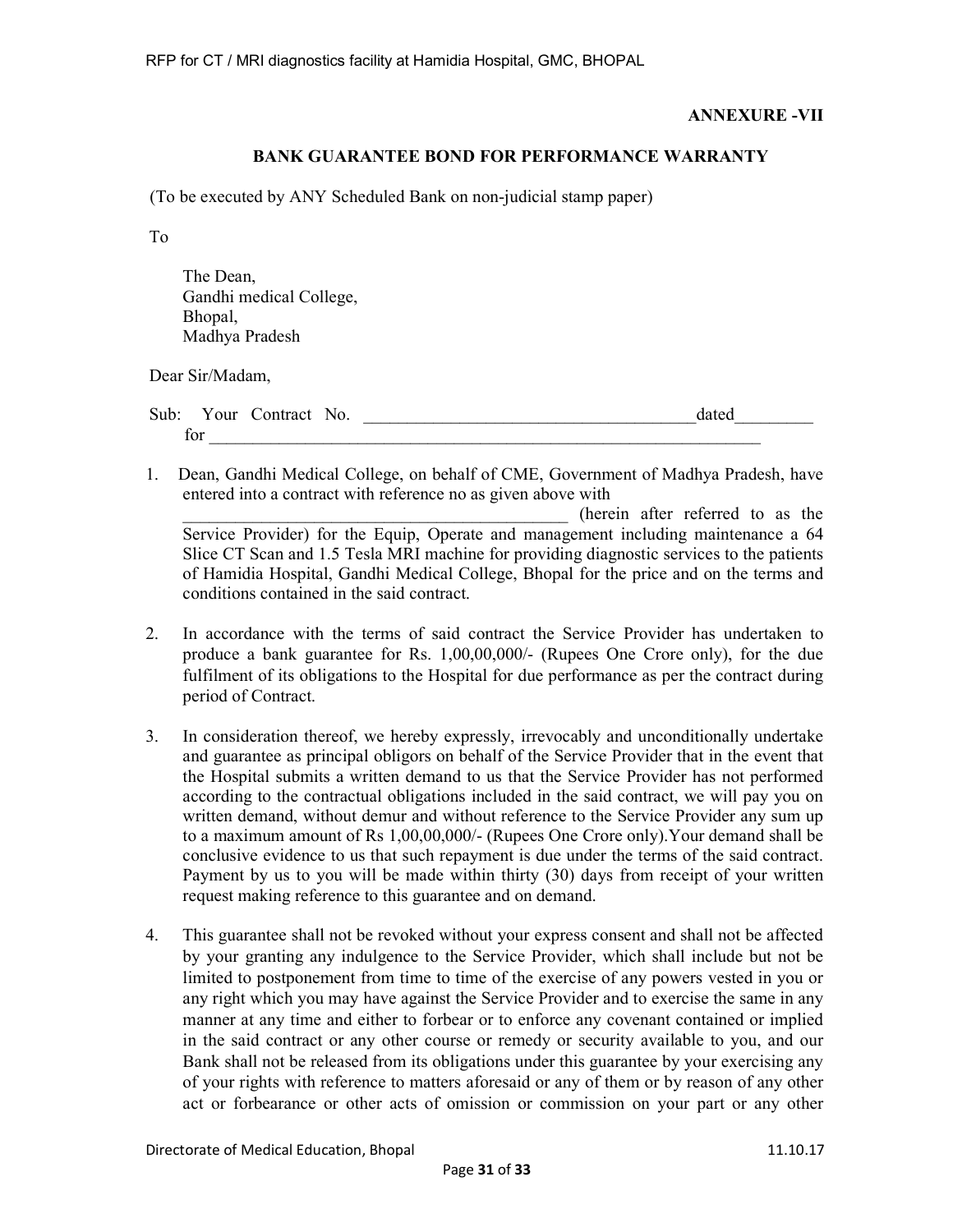**ANNEXURE -VII**

**BANK GUARANTEE BOND FOR PERFORMANCE WARRANTY**

(To be executed by ANY Scheduled Bank on non-judicial stamp paper)

To

The Dean,
Gandhi medical College,
Bhopal,
Madhya Pradesh

Dear Sir/Madam,

Sub: Your Contract No. _____________________________________dated_________
for _______________________________________________________________

1. Dean, Gandhi Medical College, on behalf of CME, Government of Madhya Pradesh, have entered into a contract with reference no as given above with _____________________________________________ (herein after referred to as the Service Provider) for the Equip, Operate and management including maintenance a 64 Slice CT Scan and 1.5 Tesla MRI machine for providing diagnostic services to the patients of Hamidia Hospital, Gandhi Medical College, Bhopal for the price and on the terms and conditions contained in the said contract.

2. In accordance with the terms of said contract the Service Provider has undertaken to produce a bank guarantee for Rs. 1,00,00,000/- (Rupees One Crore only), for the due fulfilment of its obligations to the Hospital for due performance as per the contract during period of Contract.

3. In consideration thereof, we hereby expressly, irrevocably and unconditionally undertake and guarantee as principal obligors on behalf of the Service Provider that in the event that the Hospital submits a written demand to us that the Service Provider has not performed according to the contractual obligations included in the said contract, we will pay you on written demand, without demur and without reference to the Service Provider any sum up to a maximum amount of Rs 1,00,00,000/- (Rupees One Crore only).Your demand shall be conclusive evidence to us that such repayment is due under the terms of the said contract. Payment by us to you will be made within thirty (30) days from receipt of your written request making reference to this guarantee and on demand.

4. This guarantee shall not be revoked without your express consent and shall not be affected by your granting any indulgence to the Service Provider, which shall include but not be limited to postponement from time to time of the exercise of any powers vested in you or any right which you may have against the Service Provider and to exercise the same in any manner at any time and either to forbear or to enforce any covenant contained or implied in the said contract or any other course or remedy or security available to you, and our Bank shall not be released from its obligations under this guarantee by your exercising any of your rights with reference to matters aforesaid or any of them or by reason of any other act or forbearance or other acts of omission or commission on your part or any other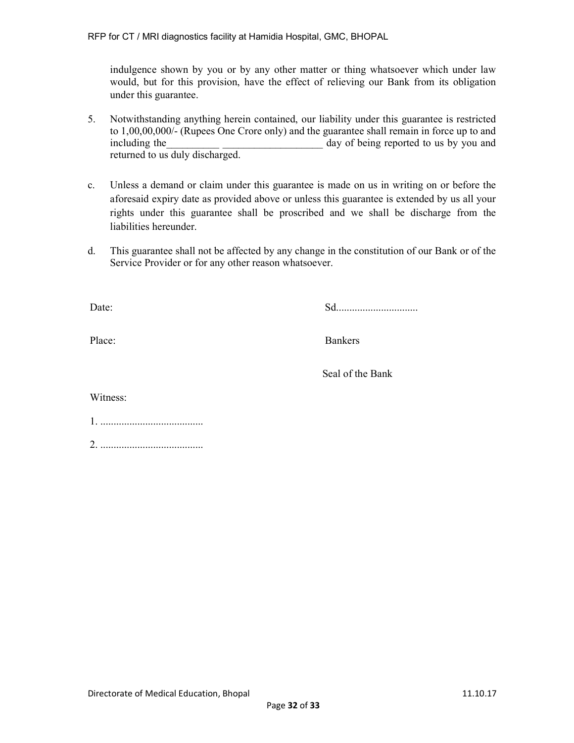indulgence shown by you or by any other matter or thing whatsoever which under law would, but for this provision, have the effect of relieving our Bank from its obligation under this guarantee.

5. Notwithstanding anything herein contained, our liability under this guarantee is restricted to 1,00,00,000/- (Rupees One Crore only) and the guarantee shall remain in force up to and including the__________ ___________________ day of being reported to us by you and returned to us duly discharged.

c. Unless a demand or claim under this guarantee is made on us in writing on or before the aforesaid expiry date as provided above or unless this guarantee is extended by us all your rights under this guarantee shall be proscribed and we shall be discharge from the liabilities hereunder.

d. This guarantee shall not be affected by any change in the constitution of our Bank or of the Service Provider or for any other reason whatsoever.

Date: Sd...............................

Place: Bankers

Seal of the Bank

Witness:

1. .......................................

2. .......................................

Directorate of Medical Education, Bhopal 11.10.17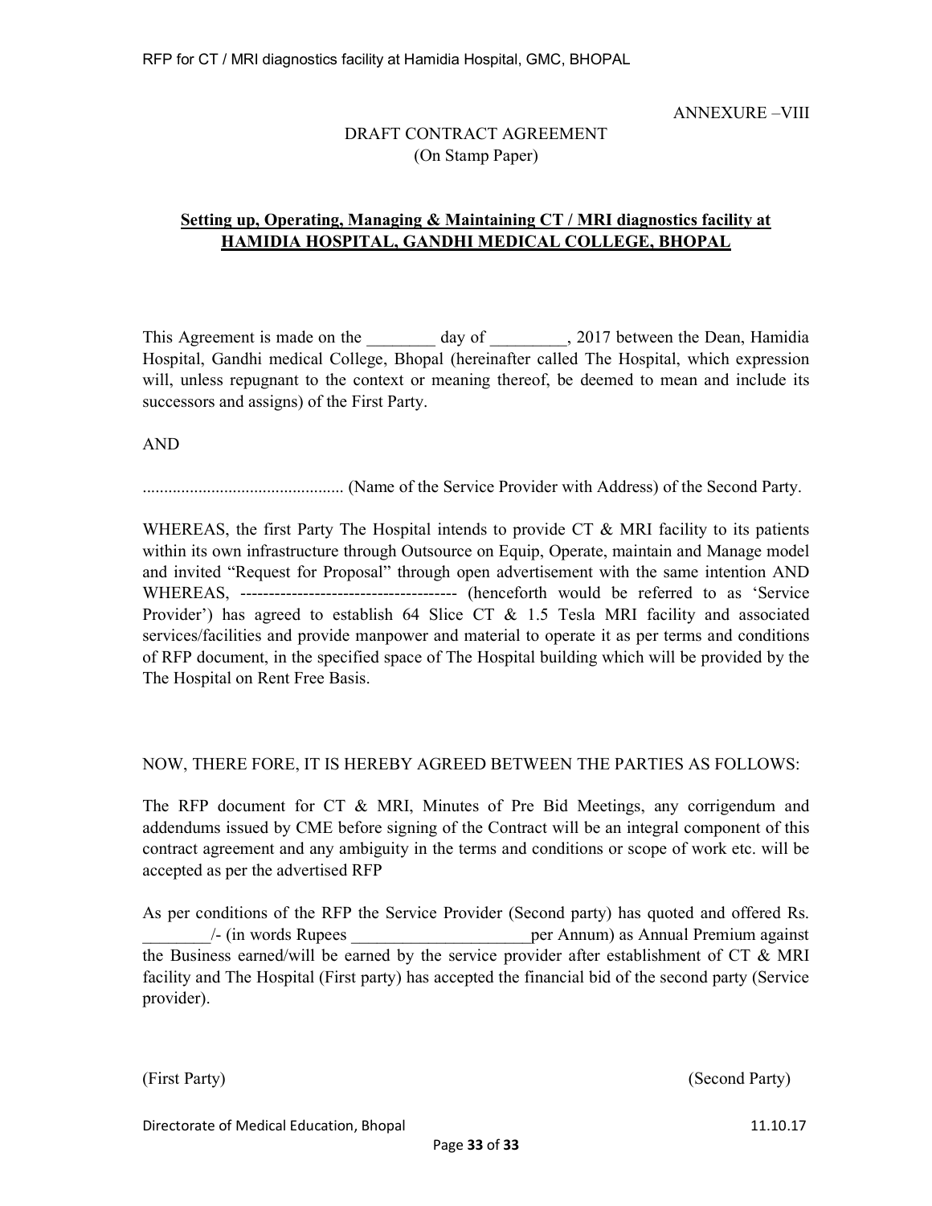ANNEXURE –VIII

DRAFT CONTRACT AGREEMENT
(On Stamp Paper)

**Setting up, Operating, Managing & Maintaining CT / MRI diagnostics facility at HAMIDIA HOSPITAL, GANDHI MEDICAL COLLEGE, BHOPAL**

This Agreement is made on the ________ day of _________, 2017 between the Dean, Hamidia Hospital, Gandhi medical College, Bhopal (hereinafter called The Hospital, which expression will, unless repugnant to the context or meaning thereof, be deemed to mean and include its successors and assigns) of the First Party.

AND

............................................... (Name of the Service Provider with Address) of the Second Party.

WHEREAS, the first Party The Hospital intends to provide CT & MRI facility to its patients within its own infrastructure through Outsource on Equip, Operate, maintain and Manage model and invited "Request for Proposal" through open advertisement with the same intention AND WHEREAS, -------------------------------------- (henceforth would be referred to as 'Service Provider') has agreed to establish 64 Slice CT & 1.5 Tesla MRI facility and associated services/facilities and provide manpower and material to operate it as per terms and conditions of RFP document, in the specified space of The Hospital building which will be provided by the The Hospital on Rent Free Basis.

NOW, THERE FORE, IT IS HEREBY AGREED BETWEEN THE PARTIES AS FOLLOWS:

The RFP document for CT & MRI, Minutes of Pre Bid Meetings, any corrigendum and addendums issued by CME before signing of the Contract will be an integral component of this contract agreement and any ambiguity in the terms and conditions or scope of work etc. will be accepted as per the advertised RFP

As per conditions of the RFP the Service Provider (Second party) has quoted and offered Rs. ________/- (in words Rupees _____________________per Annum) as Annual Premium against the Business earned/will be earned by the service provider after establishment of CT & MRI facility and The Hospital (First party) has accepted the financial bid of the second party (Service provider).

(First Party) (Second Party)